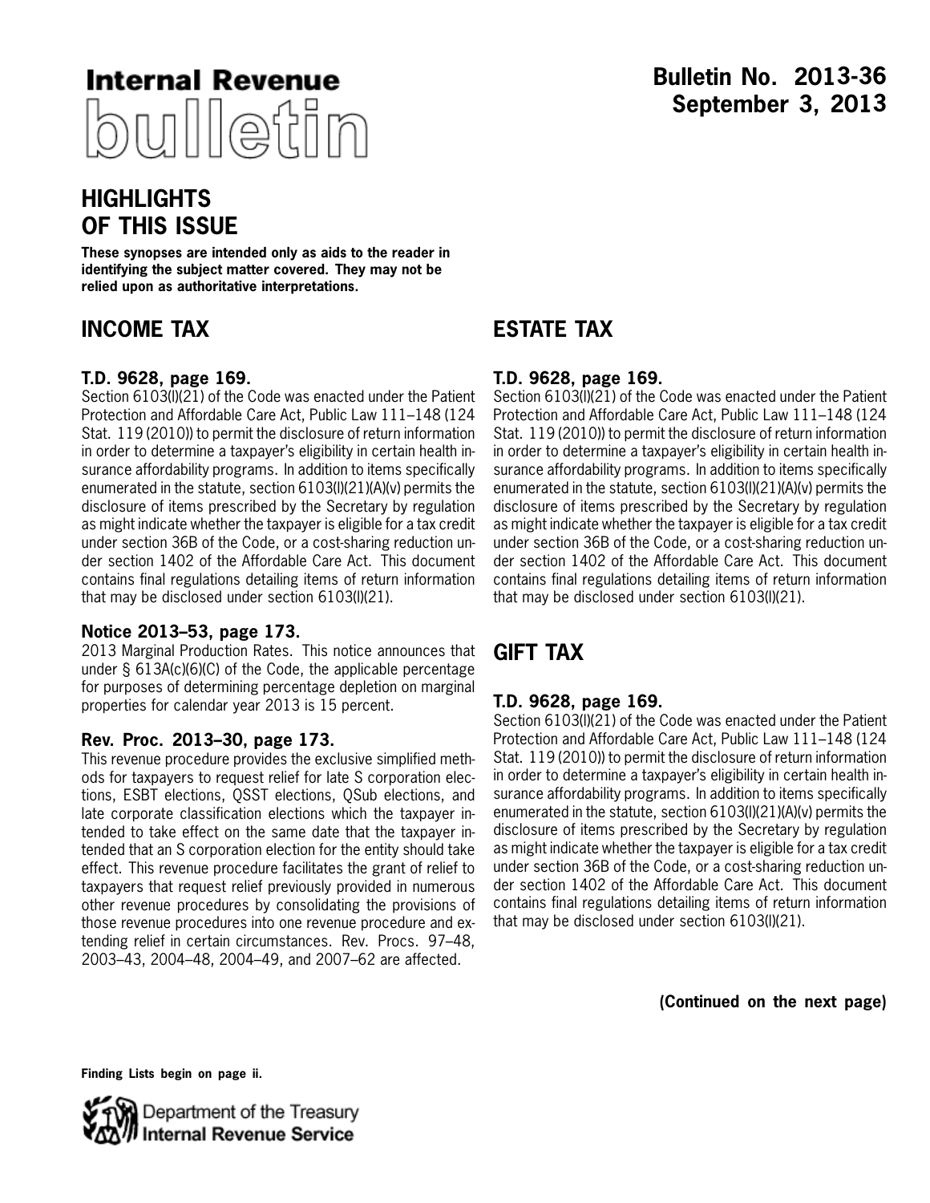# Internal Revenue bulletin

**Bulletin No. 2013-36**
**September 3, 2013**

## HIGHLIGHTS OF THIS ISSUE

**These synopses are intended only as aids to the reader in identifying the subject matter covered. They may not be relied upon as authoritative interpretations.**

## INCOME TAX

### T.D. 9628, page 169.

Section 6103(l)(21) of the Code was enacted under the Patient Protection and Affordable Care Act, Public Law 111–148 (124 Stat. 119 (2010)) to permit the disclosure of return information in order to determine a taxpayer's eligibility in certain health insurance affordability programs. In addition to items specifically enumerated in the statute, section 6103(l)(21)(A)(v) permits the disclosure of items prescribed by the Secretary by regulation as might indicate whether the taxpayer is eligible for a tax credit under section 36B of the Code, or a cost-sharing reduction under section 1402 of the Affordable Care Act. This document contains final regulations detailing items of return information that may be disclosed under section 6103(l)(21).

### Notice 2013–53, page 173.

2013 Marginal Production Rates. This notice announces that under § 613A(c)(6)(C) of the Code, the applicable percentage for purposes of determining percentage depletion on marginal properties for calendar year 2013 is 15 percent.

### Rev. Proc. 2013–30, page 173.

This revenue procedure provides the exclusive simplified methods for taxpayers to request relief for late S corporation elections, ESBT elections, QSST elections, QSub elections, and late corporate classification elections which the taxpayer intended to take effect on the same date that the taxpayer intended that an S corporation election for the entity should take effect. This revenue procedure facilitates the grant of relief to taxpayers that request relief previously provided in numerous other revenue procedures by consolidating the provisions of those revenue procedures into one revenue procedure and extending relief in certain circumstances. Rev. Procs. 97–48, 2003–43, 2004–48, 2004–49, and 2007–62 are affected.

## ESTATE TAX

### T.D. 9628, page 169.

Section 6103(l)(21) of the Code was enacted under the Patient Protection and Affordable Care Act, Public Law 111–148 (124 Stat. 119 (2010)) to permit the disclosure of return information in order to determine a taxpayer's eligibility in certain health insurance affordability programs. In addition to items specifically enumerated in the statute, section 6103(l)(21)(A)(v) permits the disclosure of items prescribed by the Secretary by regulation as might indicate whether the taxpayer is eligible for a tax credit under section 36B of the Code, or a cost-sharing reduction under section 1402 of the Affordable Care Act. This document contains final regulations detailing items of return information that may be disclosed under section 6103(l)(21).

## GIFT TAX

### T.D. 9628, page 169.

Section 6103(l)(21) of the Code was enacted under the Patient Protection and Affordable Care Act, Public Law 111–148 (124 Stat. 119 (2010)) to permit the disclosure of return information in order to determine a taxpayer's eligibility in certain health insurance affordability programs. In addition to items specifically enumerated in the statute, section 6103(l)(21)(A)(v) permits the disclosure of items prescribed by the Secretary by regulation as might indicate whether the taxpayer is eligible for a tax credit under section 36B of the Code, or a cost-sharing reduction under section 1402 of the Affordable Care Act. This document contains final regulations detailing items of return information that may be disclosed under section 6103(l)(21).

**(Continued on the next page)**

**Finding Lists begin on page ii.**

Department of the Treasury
Internal Revenue Service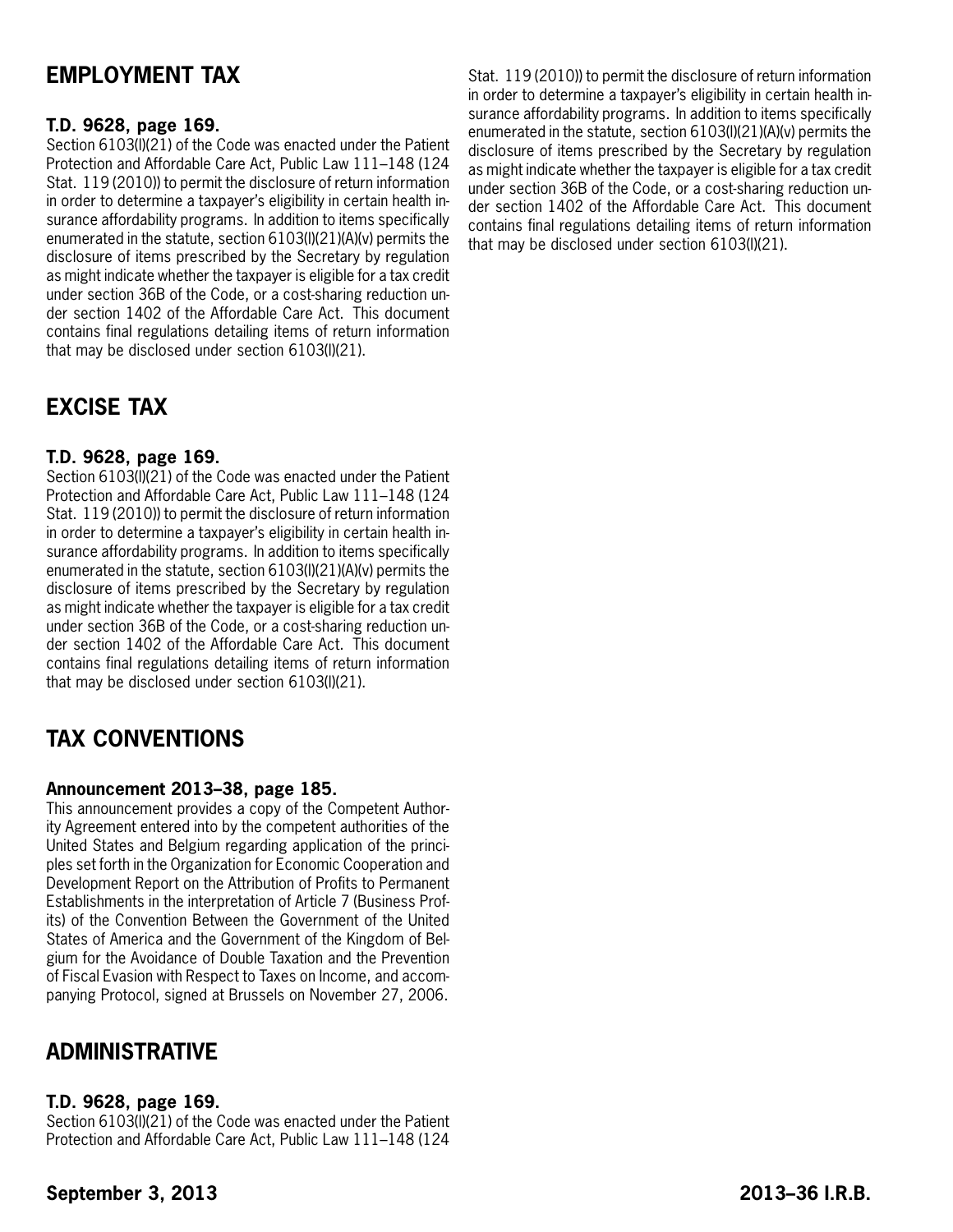## EMPLOYMENT TAX

### T.D. 9628, page 169.

Section 6103(l)(21) of the Code was enacted under the Patient Protection and Affordable Care Act, Public Law 111–148 (124 Stat. 119 (2010)) to permit the disclosure of return information in order to determine a taxpayer's eligibility in certain health insurance affordability programs. In addition to items specifically enumerated in the statute, section 6103(l)(21)(A)(v) permits the disclosure of items prescribed by the Secretary by regulation as might indicate whether the taxpayer is eligible for a tax credit under section 36B of the Code, or a cost-sharing reduction under section 1402 of the Affordable Care Act. This document contains final regulations detailing items of return information that may be disclosed under section 6103(l)(21).

## EXCISE TAX

### T.D. 9628, page 169.

Section 6103(l)(21) of the Code was enacted under the Patient Protection and Affordable Care Act, Public Law 111–148 (124 Stat. 119 (2010)) to permit the disclosure of return information in order to determine a taxpayer's eligibility in certain health insurance affordability programs. In addition to items specifically enumerated in the statute, section 6103(l)(21)(A)(v) permits the disclosure of items prescribed by the Secretary by regulation as might indicate whether the taxpayer is eligible for a tax credit under section 36B of the Code, or a cost-sharing reduction under section 1402 of the Affordable Care Act. This document contains final regulations detailing items of return information that may be disclosed under section 6103(l)(21).

## TAX CONVENTIONS

### Announcement 2013–38, page 185.

This announcement provides a copy of the Competent Authority Agreement entered into by the competent authorities of the United States and Belgium regarding application of the principles set forth in the Organization for Economic Cooperation and Development Report on the Attribution of Profits to Permanent Establishments in the interpretation of Article 7 (Business Profits) of the Convention Between the Government of the United States of America and the Government of the Kingdom of Belgium for the Avoidance of Double Taxation and the Prevention of Fiscal Evasion with Respect to Taxes on Income, and accompanying Protocol, signed at Brussels on November 27, 2006.

## ADMINISTRATIVE

### T.D. 9628, page 169.

Section 6103(l)(21) of the Code was enacted under the Patient Protection and Affordable Care Act, Public Law 111–148 (124 Stat. 119 (2010)) to permit the disclosure of return information in order to determine a taxpayer's eligibility in certain health insurance affordability programs. In addition to items specifically enumerated in the statute, section 6103(l)(21)(A)(v) permits the disclosure of items prescribed by the Secretary by regulation as might indicate whether the taxpayer is eligible for a tax credit under section 36B of the Code, or a cost-sharing reduction under section 1402 of the Affordable Care Act. This document contains final regulations detailing items of return information that may be disclosed under section 6103(l)(21).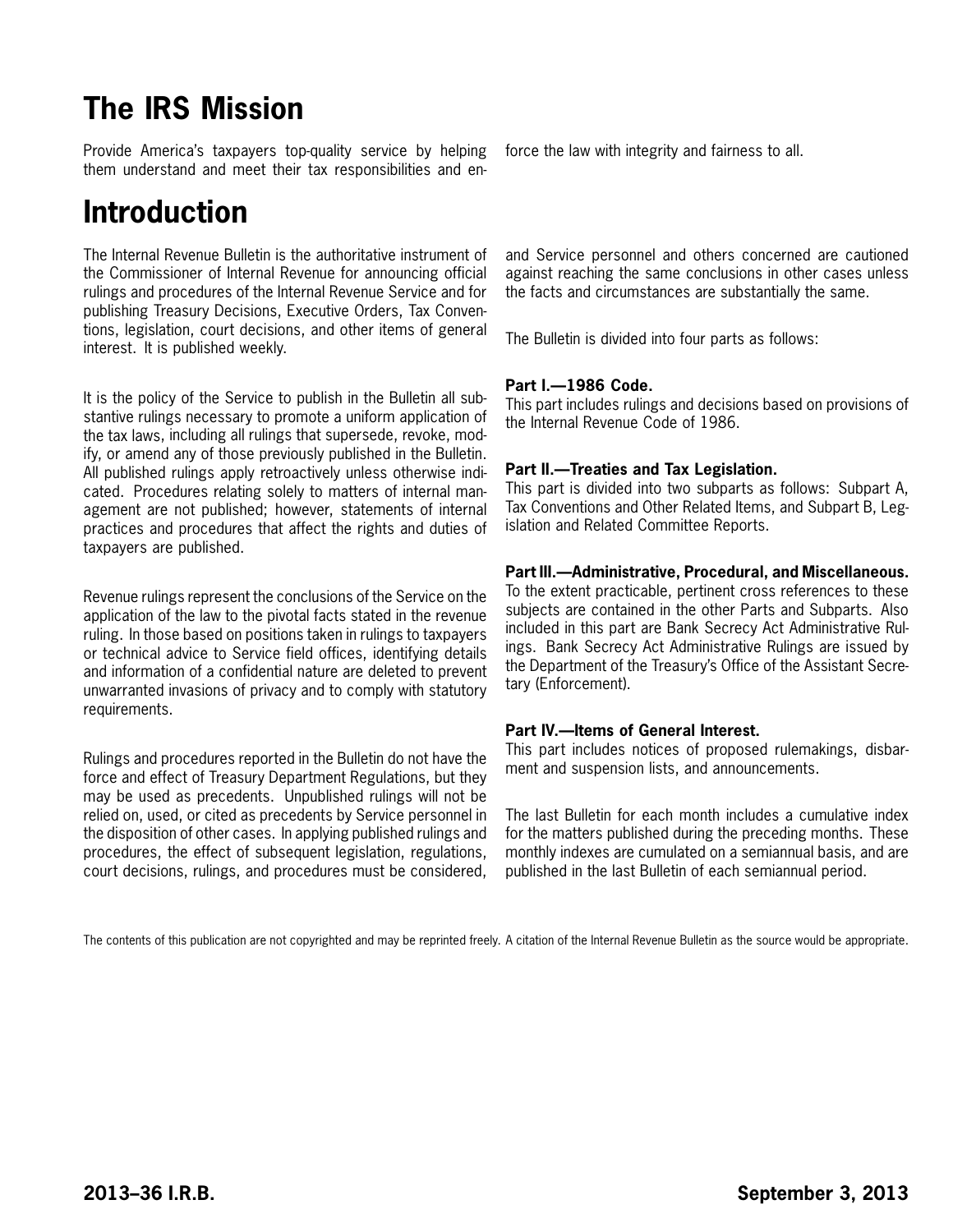# The IRS Mission

Provide America's taxpayers top-quality service by helping them understand and meet their tax responsibilities and enforce the law with integrity and fairness to all.

# Introduction

The Internal Revenue Bulletin is the authoritative instrument of the Commissioner of Internal Revenue for announcing official rulings and procedures of the Internal Revenue Service and for publishing Treasury Decisions, Executive Orders, Tax Conventions, legislation, court decisions, and other items of general interest. It is published weekly.

It is the policy of the Service to publish in the Bulletin all substantive rulings necessary to promote a uniform application of the tax laws, including all rulings that supersede, revoke, modify, or amend any of those previously published in the Bulletin. All published rulings apply retroactively unless otherwise indicated. Procedures relating solely to matters of internal management are not published; however, statements of internal practices and procedures that affect the rights and duties of taxpayers are published.

Revenue rulings represent the conclusions of the Service on the application of the law to the pivotal facts stated in the revenue ruling. In those based on positions taken in rulings to taxpayers or technical advice to Service field offices, identifying details and information of a confidential nature are deleted to prevent unwarranted invasions of privacy and to comply with statutory requirements.

Rulings and procedures reported in the Bulletin do not have the force and effect of Treasury Department Regulations, but they may be used as precedents. Unpublished rulings will not be relied on, used, or cited as precedents by Service personnel in the disposition of other cases. In applying published rulings and procedures, the effect of subsequent legislation, regulations, court decisions, rulings, and procedures must be considered, and Service personnel and others concerned are cautioned against reaching the same conclusions in other cases unless the facts and circumstances are substantially the same.

The Bulletin is divided into four parts as follows:

**Part I.—1986 Code.**
This part includes rulings and decisions based on provisions of the Internal Revenue Code of 1986.

**Part II.—Treaties and Tax Legislation.**
This part is divided into two subparts as follows: Subpart A, Tax Conventions and Other Related Items, and Subpart B, Legislation and Related Committee Reports.

**Part III.—Administrative, Procedural, and Miscellaneous.**
To the extent practicable, pertinent cross references to these subjects are contained in the other Parts and Subparts. Also included in this part are Bank Secrecy Act Administrative Rulings. Bank Secrecy Act Administrative Rulings are issued by the Department of the Treasury's Office of the Assistant Secretary (Enforcement).

**Part IV.—Items of General Interest.**
This part includes notices of proposed rulemakings, disbarment and suspension lists, and announcements.

The last Bulletin for each month includes a cumulative index for the matters published during the preceding months. These monthly indexes are cumulated on a semiannual basis, and are published in the last Bulletin of each semiannual period.

The contents of this publication are not copyrighted and may be reprinted freely. A citation of the Internal Revenue Bulletin as the source would be appropriate.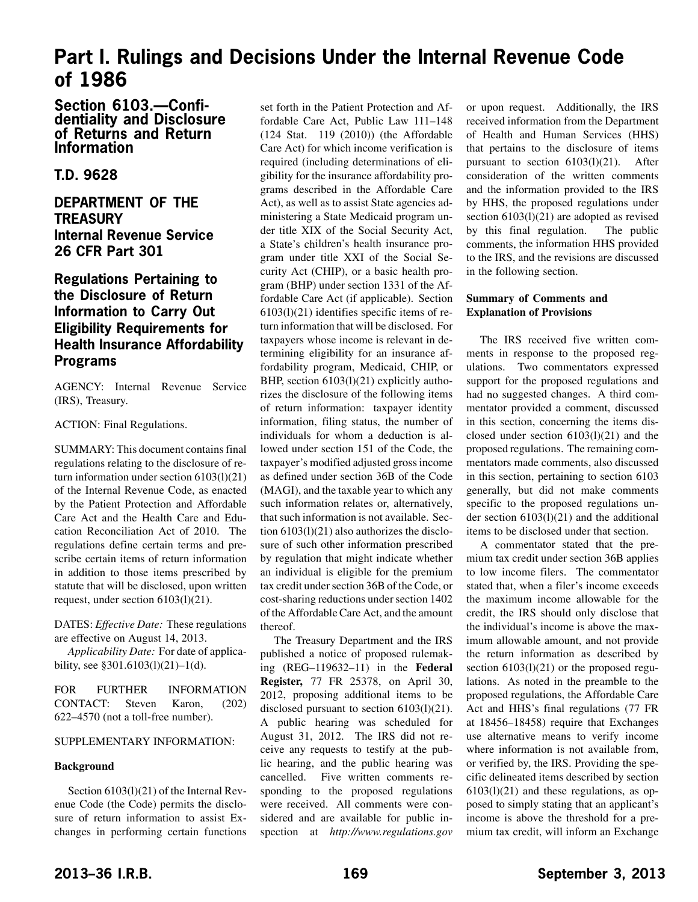# Part I. Rulings and Decisions Under the Internal Revenue Code of 1986

## Section 6103.—Confidentiality and Disclosure of Returns and Return Information

### T.D. 9628

### DEPARTMENT OF THE TREASURY
### Internal Revenue Service
### 26 CFR Part 301

### Regulations Pertaining to the Disclosure of Return Information to Carry Out Eligibility Requirements for Health Insurance Affordability Programs

AGENCY: Internal Revenue Service (IRS), Treasury.

ACTION: Final Regulations.

SUMMARY: This document contains final regulations relating to the disclosure of return information under section 6103(l)(21) of the Internal Revenue Code, as enacted by the Patient Protection and Affordable Care Act and the Health Care and Education Reconciliation Act of 2010. The regulations define certain terms and prescribe certain items of return information in addition to those items prescribed by statute that will be disclosed, upon written request, under section 6103(l)(21).

DATES: *Effective Date:* These regulations are effective on August 14, 2013.

*Applicability Date:* For date of applicability, see §301.6103(l)(21)–1(d).

FOR FURTHER INFORMATION CONTACT: Steven Karon, (202) 622–4570 (not a toll-free number).

SUPPLEMENTARY INFORMATION:

**Background**

Section 6103(l)(21) of the Internal Revenue Code (the Code) permits the disclosure of return information to assist Exchanges in performing certain functions set forth in the Patient Protection and Affordable Care Act, Public Law 111–148 (124 Stat. 119 (2010)) (the Affordable Care Act) for which income verification is required (including determinations of eligibility for the insurance affordability programs described in the Affordable Care Act), as well as to assist State agencies administering a State Medicaid program under title XIX of the Social Security Act, a State's children's health insurance program under title XXI of the Social Security Act (CHIP), or a basic health program (BHP) under section 1331 of the Affordable Care Act (if applicable). Section 6103(l)(21) identifies specific items of return information that will be disclosed. For taxpayers whose income is relevant in determining eligibility for an insurance affordability program, Medicaid, CHIP, or BHP, section 6103(l)(21) explicitly authorizes the disclosure of the following items of return information: taxpayer identity information, filing status, the number of individuals for whom a deduction is allowed under section 151 of the Code, the taxpayer's modified adjusted gross income as defined under section 36B of the Code (MAGI), and the taxable year to which any such information relates or, alternatively, that such information is not available. Section 6103(l)(21) also authorizes the disclosure of such other information prescribed by regulation that might indicate whether an individual is eligible for the premium tax credit under section 36B of the Code, or cost-sharing reductions under section 1402 of the Affordable Care Act, and the amount thereof.

The Treasury Department and the IRS published a notice of proposed rulemaking (REG–119632–11) in the **Federal Register,** 77 FR 25378, on April 30, 2012, proposing additional items to be disclosed pursuant to section 6103(l)(21). A public hearing was scheduled for August 31, 2012. The IRS did not receive any requests to testify at the public hearing, and the public hearing was cancelled. Five written comments responding to the proposed regulations were received. All comments were considered and are available for public inspection at *http://www.regulations.gov* or upon request. Additionally, the IRS received information from the Department of Health and Human Services (HHS) that pertains to the disclosure of items pursuant to section 6103(l)(21). After consideration of the written comments and the information provided to the IRS by HHS, the proposed regulations under section 6103(l)(21) are adopted as revised by this final regulation. The public comments, the information HHS provided to the IRS, and the revisions are discussed in the following section.

**Summary of Comments and Explanation of Provisions**

The IRS received five written comments in response to the proposed regulations. Two commentators expressed support for the proposed regulations and had no suggested changes. A third commentator provided a comment, discussed in this section, concerning the items disclosed under section 6103(l)(21) and the proposed regulations. The remaining commentators made comments, also discussed in this section, pertaining to section 6103 generally, but did not make comments specific to the proposed regulations under section 6103(l)(21) and the additional items to be disclosed under that section.

A commentator stated that the premium tax credit under section 36B applies to low income filers. The commentator stated that, when a filer's income exceeds the maximum income allowable for the credit, the IRS should only disclose that the individual's income is above the maximum allowable amount, and not provide the return information as described by section 6103(l)(21) or the proposed regulations. As noted in the preamble to the proposed regulations, the Affordable Care Act and HHS's final regulations (77 FR at 18456–18458) require that Exchanges use alternative means to verify income where information is not available from, or verified by, the IRS. Providing the specific delineated items described by section 6103(l)(21) and these regulations, as opposed to simply stating that an applicant's income is above the threshold for a premium tax credit, will inform an Exchange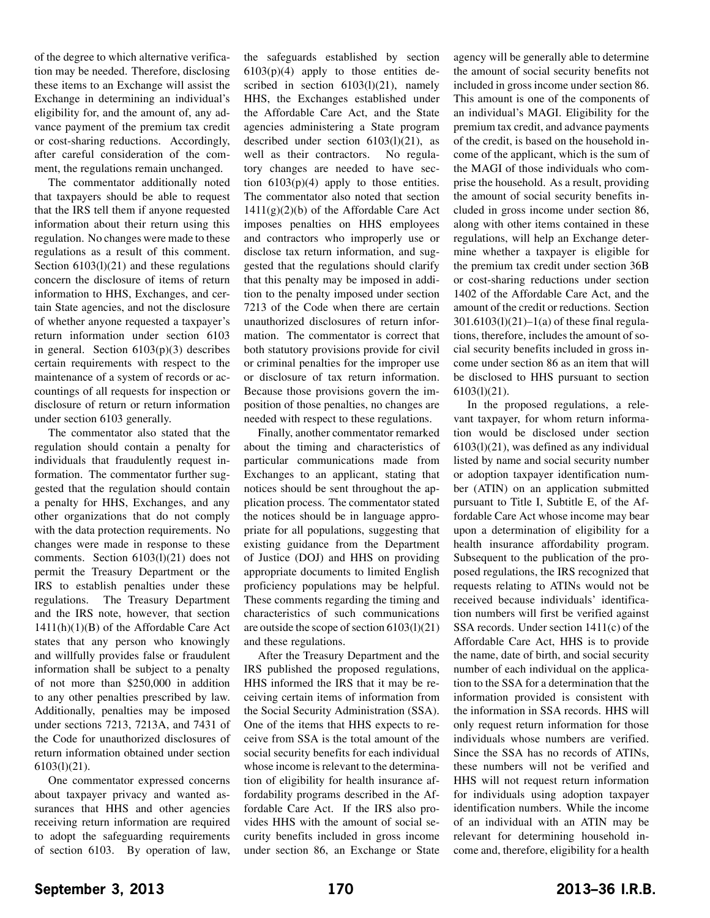of the degree to which alternative verification may be needed. Therefore, disclosing these items to an Exchange will assist the Exchange in determining an individual's eligibility for, and the amount of, any advance payment of the premium tax credit or cost-sharing reductions. Accordingly, after careful consideration of the comment, the regulations remain unchanged.

The commentator additionally noted that taxpayers should be able to request that the IRS tell them if anyone requested information about their return using this regulation. No changes were made to these regulations as a result of this comment. Section 6103(l)(21) and these regulations concern the disclosure of items of return information to HHS, Exchanges, and certain State agencies, and not the disclosure of whether anyone requested a taxpayer's return information under section 6103 in general. Section 6103(p)(3) describes certain requirements with respect to the maintenance of a system of records or accountings of all requests for inspection or disclosure of return or return information under section 6103 generally.

The commentator also stated that the regulation should contain a penalty for individuals that fraudulently request information. The commentator further suggested that the regulation should contain a penalty for HHS, Exchanges, and any other organizations that do not comply with the data protection requirements. No changes were made in response to these comments. Section 6103(l)(21) does not permit the Treasury Department or the IRS to establish penalties under these regulations. The Treasury Department and the IRS note, however, that section 1411(h)(1)(B) of the Affordable Care Act states that any person who knowingly and willfully provides false or fraudulent information shall be subject to a penalty of not more than $250,000 in addition to any other penalties prescribed by law. Additionally, penalties may be imposed under sections 7213, 7213A, and 7431 of the Code for unauthorized disclosures of return information obtained under section 6103(l)(21).

One commentator expressed concerns about taxpayer privacy and wanted assurances that HHS and other agencies receiving return information are required to adopt the safeguarding requirements of section 6103. By operation of law, the safeguards established by section 6103(p)(4) apply to those entities described in section 6103(l)(21), namely HHS, the Exchanges established under the Affordable Care Act, and the State agencies administering a State program described under section 6103(l)(21), as well as their contractors. No regulatory changes are needed to have section 6103(p)(4) apply to those entities. The commentator also noted that section 1411(g)(2)(b) of the Affordable Care Act imposes penalties on HHS employees and contractors who improperly use or disclose tax return information, and suggested that the regulations should clarify that this penalty may be imposed in addition to the penalty imposed under section 7213 of the Code when there are certain unauthorized disclosures of return information. The commentator is correct that both statutory provisions provide for civil or criminal penalties for the improper use or disclosure of tax return information. Because those provisions govern the imposition of those penalties, no changes are needed with respect to these regulations.

Finally, another commentator remarked about the timing and characteristics of particular communications made from Exchanges to an applicant, stating that notices should be sent throughout the application process. The commentator stated the notices should be in language appropriate for all populations, suggesting that existing guidance from the Department of Justice (DOJ) and HHS on providing appropriate documents to limited English proficiency populations may be helpful. These comments regarding the timing and characteristics of such communications are outside the scope of section 6103(l)(21) and these regulations.

After the Treasury Department and the IRS published the proposed regulations, HHS informed the IRS that it may be receiving certain items of information from the Social Security Administration (SSA). One of the items that HHS expects to receive from SSA is the total amount of the social security benefits for each individual whose income is relevant to the determination of eligibility for health insurance affordability programs described in the Affordable Care Act. If the IRS also provides HHS with the amount of social security benefits included in gross income under section 86, an Exchange or State agency will be generally able to determine the amount of social security benefits not included in gross income under section 86. This amount is one of the components of an individual's MAGI. Eligibility for the premium tax credit, and advance payments of the credit, is based on the household income of the applicant, which is the sum of the MAGI of those individuals who comprise the household. As a result, providing the amount of social security benefits included in gross income under section 86, along with other items contained in these regulations, will help an Exchange determine whether a taxpayer is eligible for the premium tax credit under section 36B or cost-sharing reductions under section 1402 of the Affordable Care Act, and the amount of the credit or reductions. Section 301.6103(l)(21)–1(a) of these final regulations, therefore, includes the amount of social security benefits included in gross income under section 86 as an item that will be disclosed to HHS pursuant to section 6103(l)(21).

In the proposed regulations, a relevant taxpayer, for whom return information would be disclosed under section 6103(l)(21), was defined as any individual listed by name and social security number or adoption taxpayer identification number (ATIN) on an application submitted pursuant to Title I, Subtitle E, of the Affordable Care Act whose income may bear upon a determination of eligibility for a health insurance affordability program. Subsequent to the publication of the proposed regulations, the IRS recognized that requests relating to ATINs would not be received because individuals' identification numbers will first be verified against SSA records. Under section 1411(c) of the Affordable Care Act, HHS is to provide the name, date of birth, and social security number of each individual on the application to the SSA for a determination that the information provided is consistent with the information in SSA records. HHS will only request return information for those individuals whose numbers are verified. Since the SSA has no records of ATINs, these numbers will not be verified and HHS will not request return information for individuals using adoption taxpayer identification numbers. While the income of an individual with an ATIN may be relevant for determining household income and, therefore, eligibility for a health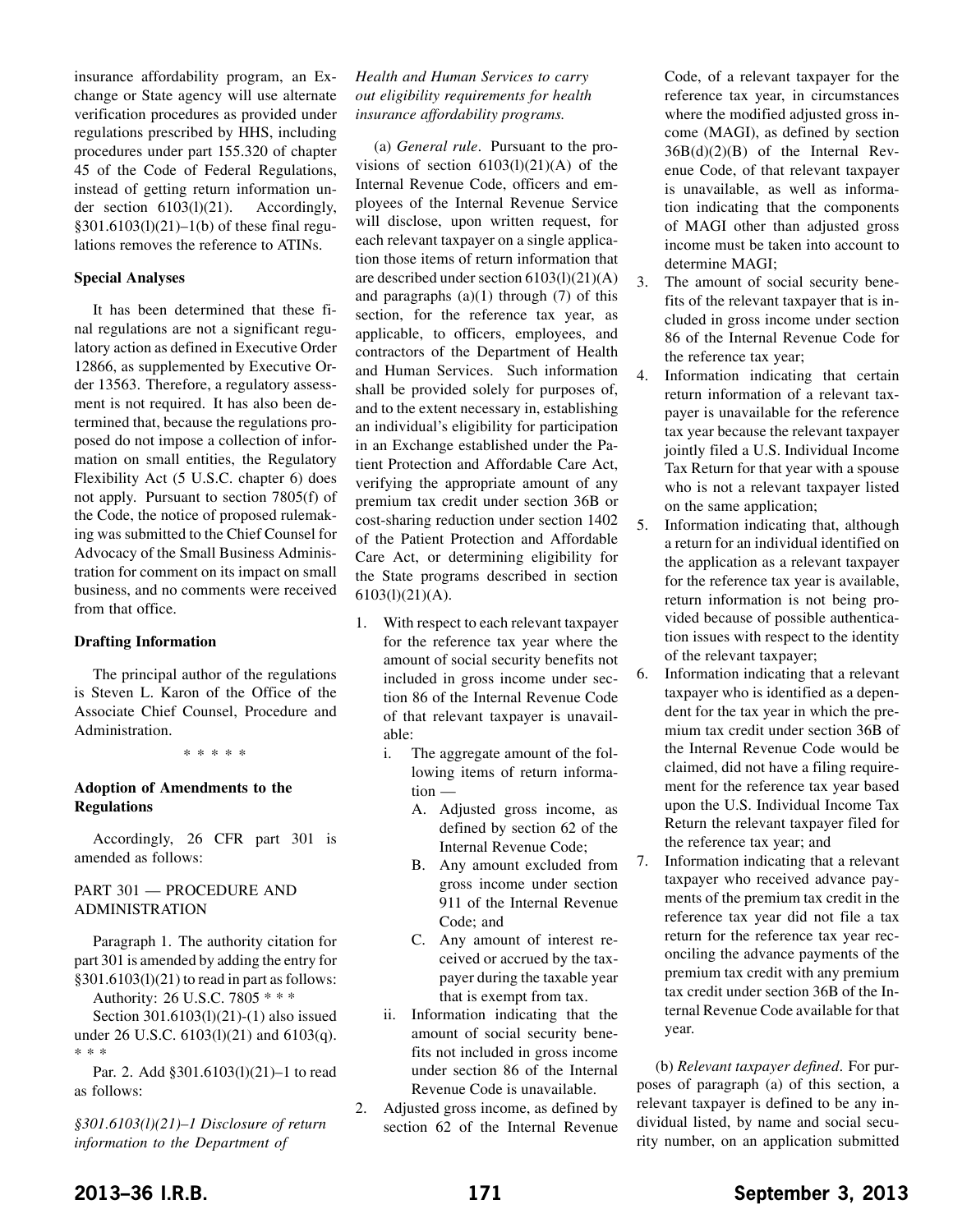insurance affordability program, an Exchange or State agency will use alternate verification procedures as provided under regulations prescribed by HHS, including procedures under part 155.320 of chapter 45 of the Code of Federal Regulations, instead of getting return information under section 6103(l)(21). Accordingly, §301.6103(l)(21)–1(b) of these final regulations removes the reference to ATINs.

**Special Analyses**

It has been determined that these final regulations are not a significant regulatory action as defined in Executive Order 12866, as supplemented by Executive Order 13563. Therefore, a regulatory assessment is not required. It has also been determined that, because the regulations proposed do not impose a collection of information on small entities, the Regulatory Flexibility Act (5 U.S.C. chapter 6) does not apply. Pursuant to section 7805(f) of the Code, the notice of proposed rulemaking was submitted to the Chief Counsel for Advocacy of the Small Business Administration for comment on its impact on small business, and no comments were received from that office.

**Drafting Information**

The principal author of the regulations is Steven L. Karon of the Office of the Associate Chief Counsel, Procedure and Administration.

\* \* \* \* \*

**Adoption of Amendments to the Regulations**

Accordingly, 26 CFR part 301 is amended as follows:

PART 301 — PROCEDURE AND ADMINISTRATION

Paragraph 1. The authority citation for part 301 is amended by adding the entry for §301.6103(l)(21) to read in part as follows:

Authority: 26 U.S.C. 7805 * * *

Section 301.6103(l)(21)-(1) also issued under 26 U.S.C. 6103(l)(21) and 6103(q). * * *

Par. 2. Add §301.6103(l)(21)–1 to read as follows:

*§301.6103(l)(21)–1 Disclosure of return information to the Department of Health and Human Services to carry out eligibility requirements for health insurance affordability programs.*

(a) *General rule*. Pursuant to the provisions of section 6103(l)(21)(A) of the Internal Revenue Code, officers and employees of the Internal Revenue Service will disclose, upon written request, for each relevant taxpayer on a single application those items of return information that are described under section 6103(l)(21)(A) and paragraphs (a)(1) through (7) of this section, for the reference tax year, as applicable, to officers, employees, and contractors of the Department of Health and Human Services. Such information shall be provided solely for purposes of, and to the extent necessary in, establishing an individual's eligibility for participation in an Exchange established under the Patient Protection and Affordable Care Act, verifying the appropriate amount of any premium tax credit under section 36B or cost-sharing reduction under section 1402 of the Patient Protection and Affordable Care Act, or determining eligibility for the State programs described in section 6103(l)(21)(A).

1. With respect to each relevant taxpayer for the reference tax year where the amount of social security benefits not included in gross income under section 86 of the Internal Revenue Code of that relevant taxpayer is unavailable:
   i. The aggregate amount of the following items of return information —
      A. Adjusted gross income, as defined by section 62 of the Internal Revenue Code;
      B. Any amount excluded from gross income under section 911 of the Internal Revenue Code; and
      C. Any amount of interest received or accrued by the taxpayer during the taxable year that is exempt from tax.
   ii. Information indicating that the amount of social security benefits not included in gross income under section 86 of the Internal Revenue Code is unavailable.
2. Adjusted gross income, as defined by section 62 of the Internal Revenue Code, of a relevant taxpayer for the reference tax year, in circumstances where the modified adjusted gross income (MAGI), as defined by section 36B(d)(2)(B) of the Internal Revenue Code, of that relevant taxpayer is unavailable, as well as information indicating that the components of MAGI other than adjusted gross income must be taken into account to determine MAGI;
3. The amount of social security benefits of the relevant taxpayer that is included in gross income under section 86 of the Internal Revenue Code for the reference tax year;
4. Information indicating that certain return information of a relevant taxpayer is unavailable for the reference tax year because the relevant taxpayer jointly filed a U.S. Individual Income Tax Return for that year with a spouse who is not a relevant taxpayer listed on the same application;
5. Information indicating that, although a return for an individual identified on the application as a relevant taxpayer for the reference tax year is available, return information is not being provided because of possible authentication issues with respect to the identity of the relevant taxpayer;
6. Information indicating that a relevant taxpayer who is identified as a dependent for the tax year in which the premium tax credit under section 36B of the Internal Revenue Code would be claimed, did not have a filing requirement for the reference tax year based upon the U.S. Individual Income Tax Return the relevant taxpayer filed for the reference tax year; and
7. Information indicating that a relevant taxpayer who received advance payments of the premium tax credit in the reference tax year did not file a tax return for the reference tax year reconciling the advance payments of the premium tax credit with any premium tax credit under section 36B of the Internal Revenue Code available for that year.

(b) *Relevant taxpayer defined*. For purposes of paragraph (a) of this section, a relevant taxpayer is defined to be any individual listed, by name and social security number, on an application submitted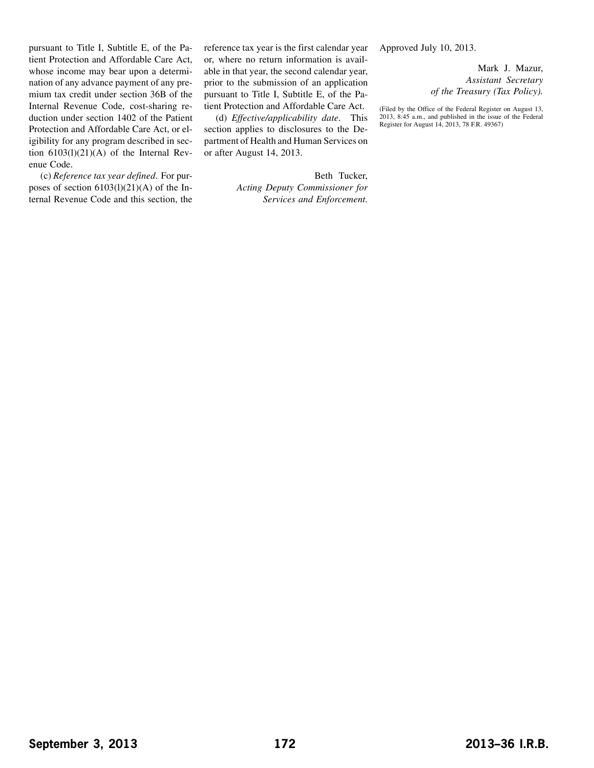pursuant to Title I, Subtitle E, of the Patient Protection and Affordable Care Act, whose income may bear upon a determination of any advance payment of any premium tax credit under section 36B of the Internal Revenue Code, cost-sharing reduction under section 1402 of the Patient Protection and Affordable Care Act, or eligibility for any program described in section 6103(l)(21)(A) of the Internal Revenue Code.

(c) *Reference tax year defined*. For purposes of section 6103(l)(21)(A) of the Internal Revenue Code and this section, the reference tax year is the first calendar year or, where no return information is available in that year, the second calendar year, prior to the submission of an application pursuant to Title I, Subtitle E, of the Patient Protection and Affordable Care Act.

(d) *Effective/applicability date*. This section applies to disclosures to the Department of Health and Human Services on or after August 14, 2013.

Beth Tucker,
*Acting Deputy Commissioner for Services and Enforcement.*

Approved July 10, 2013.

Mark J. Mazur,
*Assistant Secretary of the Treasury (Tax Policy).*

(Filed by the Office of the Federal Register on August 13, 2013, 8:45 a.m., and published in the issue of the Federal Register for August 14, 2013, 78 F.R. 49367)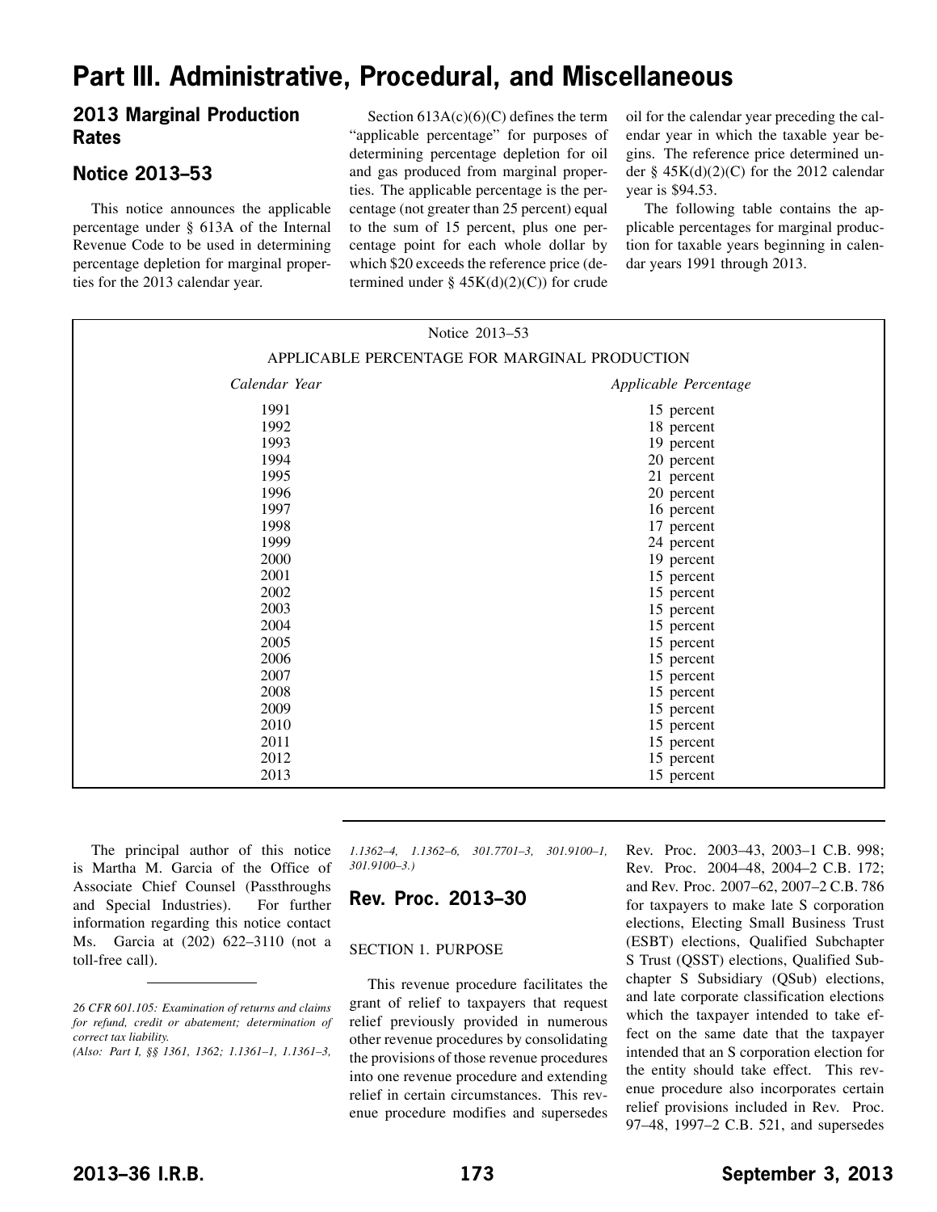# Part III. Administrative, Procedural, and Miscellaneous

## 2013 Marginal Production Rates

## Notice 2013–53

This notice announces the applicable percentage under § 613A of the Internal Revenue Code to be used in determining percentage depletion for marginal properties for the 2013 calendar year.

Section 613A(c)(6)(C) defines the term "applicable percentage" for purposes of determining percentage depletion for oil and gas produced from marginal properties. The applicable percentage is the percentage (not greater than 25 percent) equal to the sum of 15 percent, plus one percentage point for each whole dollar by which $20 exceeds the reference price (determined under § 45K(d)(2)(C)) for crude oil for the calendar year preceding the calendar year in which the taxable year begins. The reference price determined under § 45K(d)(2)(C) for the 2012 calendar year is $94.53.

The following table contains the applicable percentages for marginal production for taxable years beginning in calendar years 1991 through 2013.

Notice 2013–53

APPLICABLE PERCENTAGE FOR MARGINAL PRODUCTION

| *Calendar Year* | *Applicable Percentage* |
| --- | --- |
| 1991 | 15 percent |
| 1992 | 18 percent |
| 1993 | 19 percent |
| 1994 | 20 percent |
| 1995 | 21 percent |
| 1996 | 20 percent |
| 1997 | 16 percent |
| 1998 | 17 percent |
| 1999 | 24 percent |
| 2000 | 19 percent |
| 2001 | 15 percent |
| 2002 | 15 percent |
| 2003 | 15 percent |
| 2004 | 15 percent |
| 2005 | 15 percent |
| 2006 | 15 percent |
| 2007 | 15 percent |
| 2008 | 15 percent |
| 2009 | 15 percent |
| 2010 | 15 percent |
| 2011 | 15 percent |
| 2012 | 15 percent |
| 2013 | 15 percent |

The principal author of this notice is Martha M. Garcia of the Office of Associate Chief Counsel (Passthroughs and Special Industries). For further information regarding this notice contact Ms. Garcia at (202) 622–3110 (not a toll-free call).

*26 CFR 601.105: Examination of returns and claims for refund, credit or abatement; determination of correct tax liability.*
*(Also: Part I, §§ 1361, 1362; 1.1361–1, 1.1361–3, 1.1362–4, 1.1362–6, 301.7701–3, 301.9100–1, 301.9100–3.)*

## Rev. Proc. 2013–30

SECTION 1. PURPOSE

This revenue procedure facilitates the grant of relief to taxpayers that request relief previously provided in numerous other revenue procedures by consolidating the provisions of those revenue procedures into one revenue procedure and extending relief in certain circumstances. This revenue procedure modifies and supersedes Rev. Proc. 2003–43, 2003–1 C.B. 998; Rev. Proc. 2004–48, 2004–2 C.B. 172; and Rev. Proc. 2007–62, 2007–2 C.B. 786 for taxpayers to make late S corporation elections, Electing Small Business Trust (ESBT) elections, Qualified Subchapter S Trust (QSST) elections, Qualified Subchapter S Subsidiary (QSub) elections, and late corporate classification elections which the taxpayer intended to take effect on the same date that the taxpayer intended that an S corporation election for the entity should take effect. This revenue procedure also incorporates certain relief provisions included in Rev. Proc. 97–48, 1997–2 C.B. 521, and supersedes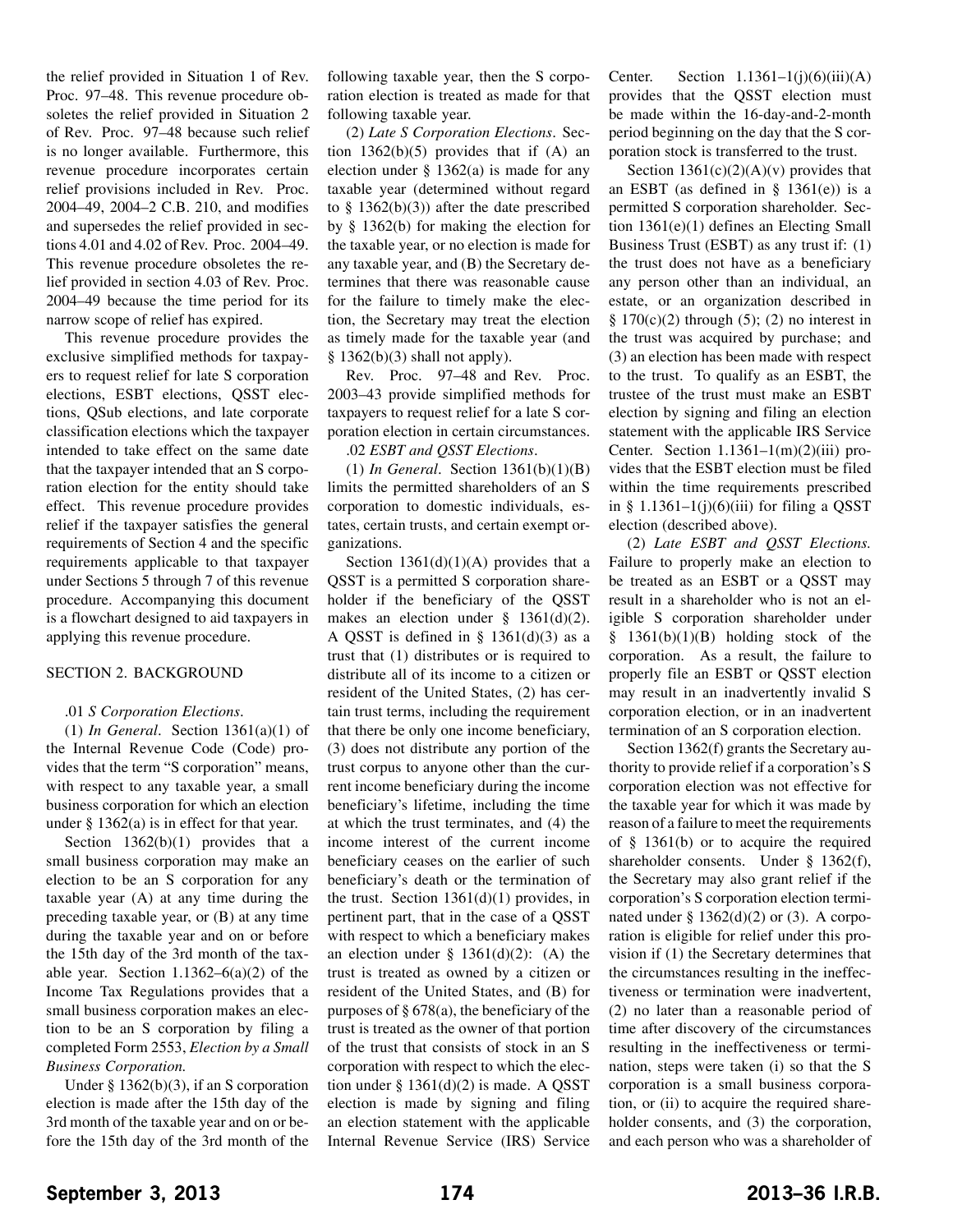the relief provided in Situation 1 of Rev. Proc. 97–48. This revenue procedure obsoletes the relief provided in Situation 2 of Rev. Proc. 97–48 because such relief is no longer available. Furthermore, this revenue procedure incorporates certain relief provisions included in Rev. Proc. 2004–49, 2004–2 C.B. 210, and modifies and supersedes the relief provided in sections 4.01 and 4.02 of Rev. Proc. 2004–49. This revenue procedure obsoletes the relief provided in section 4.03 of Rev. Proc. 2004–49 because the time period for its narrow scope of relief has expired.

This revenue procedure provides the exclusive simplified methods for taxpayers to request relief for late S corporation elections, ESBT elections, QSST elections, QSub elections, and late corporate classification elections which the taxpayer intended to take effect on the same date that the taxpayer intended that an S corporation election for the entity should take effect. This revenue procedure provides relief if the taxpayer satisfies the general requirements of Section 4 and the specific requirements applicable to that taxpayer under Sections 5 through 7 of this revenue procedure. Accompanying this document is a flowchart designed to aid taxpayers in applying this revenue procedure.

## SECTION 2. BACKGROUND

.01 *S Corporation Elections*.

(1) *In General*. Section 1361(a)(1) of the Internal Revenue Code (Code) provides that the term "S corporation" means, with respect to any taxable year, a small business corporation for which an election under § 1362(a) is in effect for that year.

Section 1362(b)(1) provides that a small business corporation may make an election to be an S corporation for any taxable year (A) at any time during the preceding taxable year, or (B) at any time during the taxable year and on or before the 15th day of the 3rd month of the taxable year. Section 1.1362–6(a)(2) of the Income Tax Regulations provides that a small business corporation makes an election to be an S corporation by filing a completed Form 2553, *Election by a Small Business Corporation.*

Under § 1362(b)(3), if an S corporation election is made after the 15th day of the 3rd month of the taxable year and on or before the 15th day of the 3rd month of the following taxable year, then the S corporation election is treated as made for that following taxable year.

(2) *Late S Corporation Elections*. Section 1362(b)(5) provides that if (A) an election under § 1362(a) is made for any taxable year (determined without regard to § 1362(b)(3)) after the date prescribed by § 1362(b) for making the election for the taxable year, or no election is made for any taxable year, and (B) the Secretary determines that there was reasonable cause for the failure to timely make the election, the Secretary may treat the election as timely made for the taxable year (and § 1362(b)(3) shall not apply).

Rev. Proc. 97–48 and Rev. Proc. 2003–43 provide simplified methods for taxpayers to request relief for a late S corporation election in certain circumstances.

.02 *ESBT and QSST Elections*.

(1) *In General*. Section 1361(b)(1)(B) limits the permitted shareholders of an S corporation to domestic individuals, estates, certain trusts, and certain exempt organizations.

Section 1361(d)(1)(A) provides that a QSST is a permitted S corporation shareholder if the beneficiary of the QSST makes an election under § 1361(d)(2). A QSST is defined in § 1361(d)(3) as a trust that (1) distributes or is required to distribute all of its income to a citizen or resident of the United States, (2) has certain trust terms, including the requirement that there be only one income beneficiary, (3) does not distribute any portion of the trust corpus to anyone other than the current income beneficiary during the income beneficiary's lifetime, including the time at which the trust terminates, and (4) the income interest of the current income beneficiary ceases on the earlier of such beneficiary's death or the termination of the trust. Section 1361(d)(1) provides, in pertinent part, that in the case of a QSST with respect to which a beneficiary makes an election under § 1361(d)(2): (A) the trust is treated as owned by a citizen or resident of the United States, and (B) for purposes of § 678(a), the beneficiary of the trust is treated as the owner of that portion of the trust that consists of stock in an S corporation with respect to which the election under § 1361(d)(2) is made. A QSST election is made by signing and filing an election statement with the applicable Internal Revenue Service (IRS) Service Center. Section 1.1361–1(j)(6)(iii)(A) provides that the QSST election must be made within the 16-day-and-2-month period beginning on the day that the S corporation stock is transferred to the trust.

Section 1361(c)(2)(A)(v) provides that an ESBT (as defined in § 1361(e)) is a permitted S corporation shareholder. Section 1361(e)(1) defines an Electing Small Business Trust (ESBT) as any trust if: (1) the trust does not have as a beneficiary any person other than an individual, an estate, or an organization described in § 170(c)(2) through (5); (2) no interest in the trust was acquired by purchase; and (3) an election has been made with respect to the trust. To qualify as an ESBT, the trustee of the trust must make an ESBT election by signing and filing an election statement with the applicable IRS Service Center. Section 1.1361–1(m)(2)(iii) provides that the ESBT election must be filed within the time requirements prescribed in § 1.1361–1(j)(6)(iii) for filing a QSST election (described above).

(2) *Late ESBT and QSST Elections.* Failure to properly make an election to be treated as an ESBT or a QSST may result in a shareholder who is not an eligible S corporation shareholder under § 1361(b)(1)(B) holding stock of the corporation. As a result, the failure to properly file an ESBT or QSST election may result in an inadvertently invalid S corporation election, or in an inadvertent termination of an S corporation election.

Section 1362(f) grants the Secretary authority to provide relief if a corporation's S corporation election was not effective for the taxable year for which it was made by reason of a failure to meet the requirements of § 1361(b) or to acquire the required shareholder consents. Under § 1362(f), the Secretary may also grant relief if the corporation's S corporation election terminated under § 1362(d)(2) or (3). A corporation is eligible for relief under this provision if (1) the Secretary determines that the circumstances resulting in the ineffectiveness or termination were inadvertent, (2) no later than a reasonable period of time after discovery of the circumstances resulting in the ineffectiveness or termination, steps were taken (i) so that the S corporation is a small business corporation, or (ii) to acquire the required shareholder consents, and (3) the corporation, and each person who was a shareholder of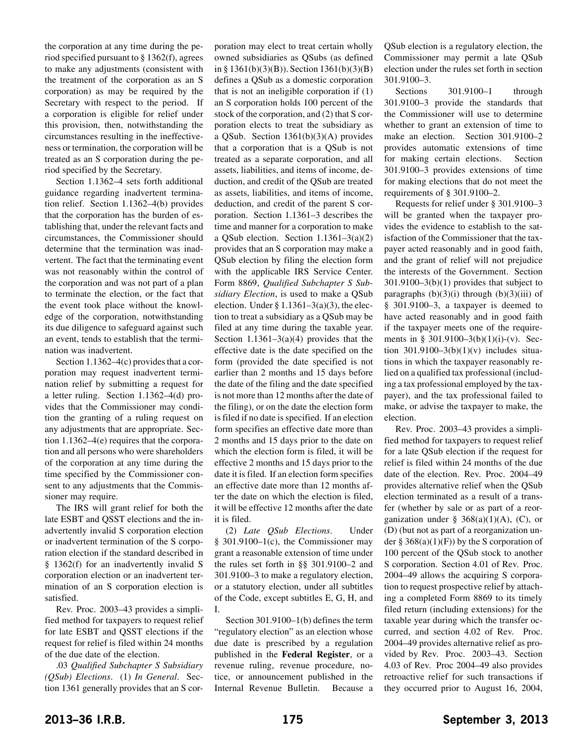the corporation at any time during the period specified pursuant to § 1362(f), agrees to make any adjustments (consistent with the treatment of the corporation as an S corporation) as may be required by the Secretary with respect to the period. If a corporation is eligible for relief under this provision, then, notwithstanding the circumstances resulting in the ineffectiveness or termination, the corporation will be treated as an S corporation during the period specified by the Secretary.

Section 1.1362–4 sets forth additional guidance regarding inadvertent termination relief. Section 1.1362–4(b) provides that the corporation has the burden of establishing that, under the relevant facts and circumstances, the Commissioner should determine that the termination was inadvertent. The fact that the terminating event was not reasonably within the control of the corporation and was not part of a plan to terminate the election, or the fact that the event took place without the knowledge of the corporation, notwithstanding its due diligence to safeguard against such an event, tends to establish that the termination was inadvertent.

Section 1.1362–4(c) provides that a corporation may request inadvertent termination relief by submitting a request for a letter ruling. Section 1.1362–4(d) provides that the Commissioner may condition the granting of a ruling request on any adjustments that are appropriate. Section 1.1362–4(e) requires that the corporation and all persons who were shareholders of the corporation at any time during the time specified by the Commissioner consent to any adjustments that the Commissioner may require.

The IRS will grant relief for both the late ESBT and QSST elections and the inadvertently invalid S corporation election or inadvertent termination of the S corporation election if the standard described in § 1362(f) for an inadvertently invalid S corporation election or an inadvertent termination of an S corporation election is satisfied.

Rev. Proc. 2003–43 provides a simplified method for taxpayers to request relief for late ESBT and QSST elections if the request for relief is filed within 24 months of the due date of the election.

.03 *Qualified Subchapter S Subsidiary (QSub) Elections*. (1) *In General*. Section 1361 generally provides that an S corporation may elect to treat certain wholly owned subsidiaries as QSubs (as defined in § 1361(b)(3)(B)). Section 1361(b)(3)(B) defines a QSub as a domestic corporation that is not an ineligible corporation if (1) an S corporation holds 100 percent of the stock of the corporation, and (2) that S corporation elects to treat the subsidiary as a QSub. Section 1361(b)(3)(A) provides that a corporation that is a QSub is not treated as a separate corporation, and all assets, liabilities, and items of income, deduction, and credit of the QSub are treated as assets, liabilities, and items of income, deduction, and credit of the parent S corporation. Section 1.1361–3 describes the time and manner for a corporation to make a QSub election. Section 1.1361–3(a)(2) provides that an S corporation may make a QSub election by filing the election form with the applicable IRS Service Center. Form 8869, *Qualified Subchapter S Subsidiary Election*, is used to make a QSub election. Under § 1.1361–3(a)(3), the election to treat a subsidiary as a QSub may be filed at any time during the taxable year. Section 1.1361–3(a)(4) provides that the effective date is the date specified on the form (provided the date specified is not earlier than 2 months and 15 days before the date of the filing and the date specified is not more than 12 months after the date of the filing), or on the date the election form is filed if no date is specified. If an election form specifies an effective date more than 2 months and 15 days prior to the date on which the election form is filed, it will be effective 2 months and 15 days prior to the date it is filed. If an election form specifies an effective date more than 12 months after the date on which the election is filed, it will be effective 12 months after the date it is filed.

(2) *Late QSub Elections*. Under § 301.9100–1(c), the Commissioner may grant a reasonable extension of time under the rules set forth in §§ 301.9100–2 and 301.9100–3 to make a regulatory election, or a statutory election, under all subtitles of the Code, except subtitles E, G, H, and I.

Section 301.9100–1(b) defines the term "regulatory election" as an election whose due date is prescribed by a regulation published in the **Federal Register**, or a revenue ruling, revenue procedure, notice, or announcement published in the Internal Revenue Bulletin. Because a QSub election is a regulatory election, the Commissioner may permit a late QSub election under the rules set forth in section 301.9100–3.

Sections 301.9100–1 through 301.9100–3 provide the standards that the Commissioner will use to determine whether to grant an extension of time to make an election. Section 301.9100–2 provides automatic extensions of time for making certain elections. Section 301.9100–3 provides extensions of time for making elections that do not meet the requirements of § 301.9100–2.

Requests for relief under § 301.9100–3 will be granted when the taxpayer provides the evidence to establish to the satisfaction of the Commissioner that the taxpayer acted reasonably and in good faith, and the grant of relief will not prejudice the interests of the Government. Section 301.9100–3(b)(1) provides that subject to paragraphs (b)(3)(i) through (b)(3)(iii) of § 301.9100–3, a taxpayer is deemed to have acted reasonably and in good faith if the taxpayer meets one of the requirements in § 301.9100–3(b)(1)(i)-(v). Section 301.9100–3(b)(1)(v) includes situations in which the taxpayer reasonably relied on a qualified tax professional (including a tax professional employed by the taxpayer), and the tax professional failed to make, or advise the taxpayer to make, the election.

Rev. Proc. 2003–43 provides a simplified method for taxpayers to request relief for a late QSub election if the request for relief is filed within 24 months of the due date of the election. Rev. Proc. 2004–49 provides alternative relief when the QSub election terminated as a result of a transfer (whether by sale or as part of a reorganization under § 368(a)(1)(A), (C), or (D) (but not as part of a reorganization under § 368(a)(1)(F)) by the S corporation of 100 percent of the QSub stock to another S corporation. Section 4.01 of Rev. Proc. 2004–49 allows the acquiring S corporation to request prospective relief by attaching a completed Form 8869 to its timely filed return (including extensions) for the taxable year during which the transfer occurred, and section 4.02 of Rev. Proc. 2004–49 provides alternative relief as provided by Rev. Proc. 2003–43. Section 4.03 of Rev. Proc 2004–49 also provides retroactive relief for such transactions if they occurred prior to August 16, 2004,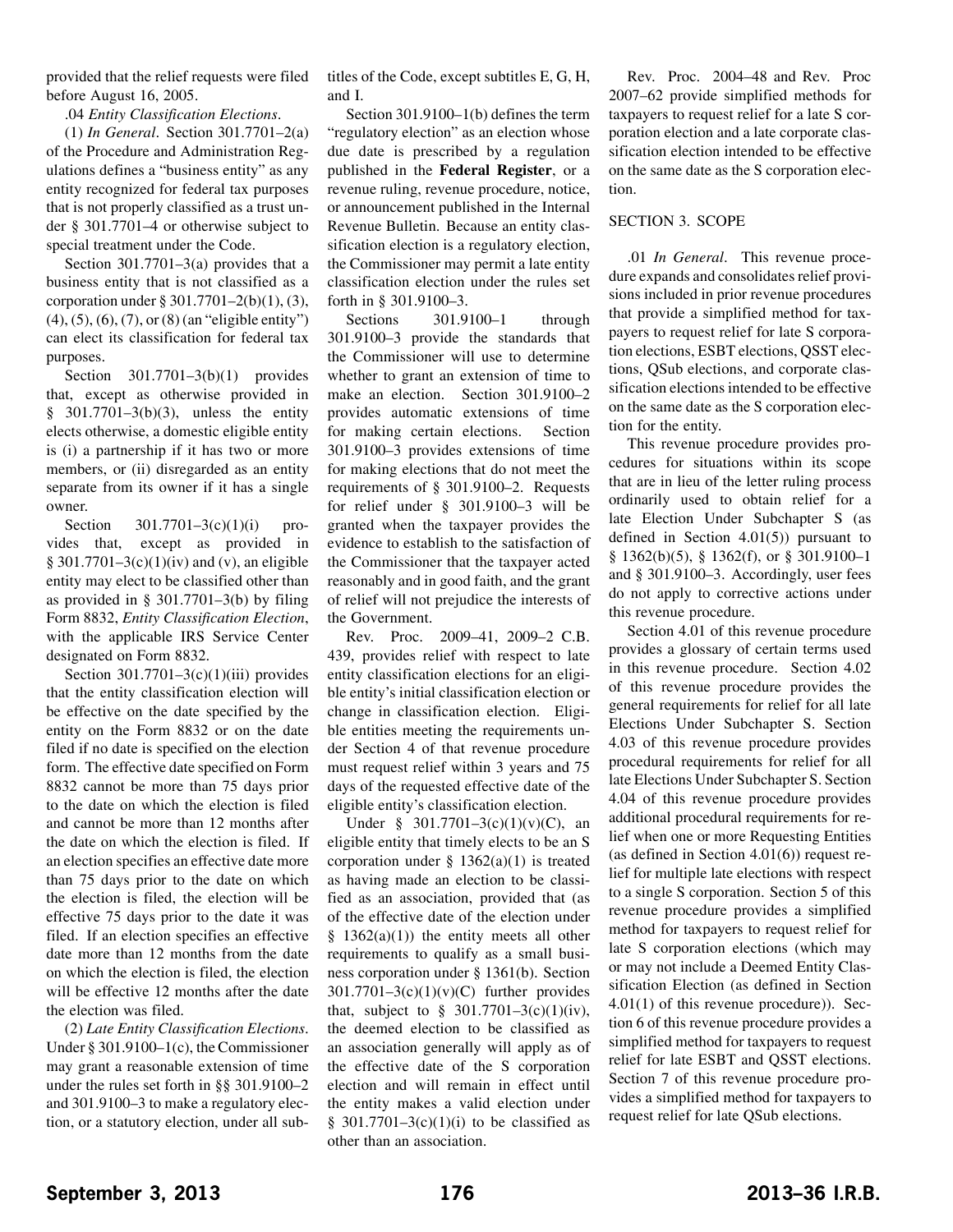provided that the relief requests were filed before August 16, 2005.

.04 *Entity Classification Elections*.

(1) *In General*. Section 301.7701–2(a) of the Procedure and Administration Regulations defines a "business entity" as any entity recognized for federal tax purposes that is not properly classified as a trust under § 301.7701–4 or otherwise subject to special treatment under the Code.

Section 301.7701–3(a) provides that a business entity that is not classified as a corporation under § 301.7701–2(b)(1), (3), (4), (5), (6), (7), or (8) (an "eligible entity") can elect its classification for federal tax purposes.

Section 301.7701–3(b)(1) provides that, except as otherwise provided in § 301.7701–3(b)(3), unless the entity elects otherwise, a domestic eligible entity is (i) a partnership if it has two or more members, or (ii) disregarded as an entity separate from its owner if it has a single owner.

Section 301.7701–3(c)(1)(i) provides that, except as provided in § 301.7701–3(c)(1)(iv) and (v), an eligible entity may elect to be classified other than as provided in § 301.7701–3(b) by filing Form 8832, *Entity Classification Election*, with the applicable IRS Service Center designated on Form 8832.

Section 301.7701–3(c)(1)(iii) provides that the entity classification election will be effective on the date specified by the entity on the Form 8832 or on the date filed if no date is specified on the election form. The effective date specified on Form 8832 cannot be more than 75 days prior to the date on which the election is filed and cannot be more than 12 months after the date on which the election is filed. If an election specifies an effective date more than 75 days prior to the date on which the election is filed, the election will be effective 75 days prior to the date it was filed. If an election specifies an effective date more than 12 months from the date on which the election is filed, the election will be effective 12 months after the date the election was filed.

(2) *Late Entity Classification Elections*. Under § 301.9100–1(c), the Commissioner may grant a reasonable extension of time under the rules set forth in §§ 301.9100–2 and 301.9100–3 to make a regulatory election, or a statutory election, under all subtitles of the Code, except subtitles E, G, H, and I.

Section 301.9100–1(b) defines the term "regulatory election" as an election whose due date is prescribed by a regulation published in the **Federal Register**, or a revenue ruling, revenue procedure, notice, or announcement published in the Internal Revenue Bulletin. Because an entity classification election is a regulatory election, the Commissioner may permit a late entity classification election under the rules set forth in § 301.9100–3.

Sections 301.9100–1 through 301.9100–3 provide the standards that the Commissioner will use to determine whether to grant an extension of time to make an election. Section 301.9100–2 provides automatic extensions of time for making certain elections. Section 301.9100–3 provides extensions of time for making elections that do not meet the requirements of § 301.9100–2. Requests for relief under § 301.9100–3 will be granted when the taxpayer provides the evidence to establish to the satisfaction of the Commissioner that the taxpayer acted reasonably and in good faith, and the grant of relief will not prejudice the interests of the Government.

Rev. Proc. 2009–41, 2009–2 C.B. 439, provides relief with respect to late entity classification elections for an eligible entity's initial classification election or change in classification election. Eligible entities meeting the requirements under Section 4 of that revenue procedure must request relief within 3 years and 75 days of the requested effective date of the eligible entity's classification election.

Under § 301.7701–3(c)(1)(v)(C), an eligible entity that timely elects to be an S corporation under § 1362(a)(1) is treated as having made an election to be classified as an association, provided that (as of the effective date of the election under § 1362(a)(1)) the entity meets all other requirements to qualify as a small business corporation under § 1361(b). Section 301.7701–3(c)(1)(v)(C) further provides that, subject to § 301.7701–3(c)(1)(iv), the deemed election to be classified as an association generally will apply as of the effective date of the S corporation election and will remain in effect until the entity makes a valid election under § 301.7701–3(c)(1)(i) to be classified as other than an association.

Rev. Proc. 2004–48 and Rev. Proc 2007–62 provide simplified methods for taxpayers to request relief for a late S corporation election and a late corporate classification election intended to be effective on the same date as the S corporation election.

## SECTION 3. SCOPE

.01 *In General*. This revenue procedure expands and consolidates relief provisions included in prior revenue procedures that provide a simplified method for taxpayers to request relief for late S corporation elections, ESBT elections, QSST elections, QSub elections, and corporate classification elections intended to be effective on the same date as the S corporation election for the entity.

This revenue procedure provides procedures for situations within its scope that are in lieu of the letter ruling process ordinarily used to obtain relief for a late Election Under Subchapter S (as defined in Section 4.01(5)) pursuant to § 1362(b)(5), § 1362(f), or § 301.9100–1 and § 301.9100–3. Accordingly, user fees do not apply to corrective actions under this revenue procedure.

Section 4.01 of this revenue procedure provides a glossary of certain terms used in this revenue procedure. Section 4.02 of this revenue procedure provides the general requirements for relief for all late Elections Under Subchapter S. Section 4.03 of this revenue procedure provides procedural requirements for relief for all late Elections Under Subchapter S. Section 4.04 of this revenue procedure provides additional procedural requirements for relief when one or more Requesting Entities (as defined in Section 4.01(6)) request relief for multiple late elections with respect to a single S corporation. Section 5 of this revenue procedure provides a simplified method for taxpayers to request relief for late S corporation elections (which may or may not include a Deemed Entity Classification Election (as defined in Section 4.01(1) of this revenue procedure)). Section 6 of this revenue procedure provides a simplified method for taxpayers to request relief for late ESBT and QSST elections. Section 7 of this revenue procedure provides a simplified method for taxpayers to request relief for late QSub elections.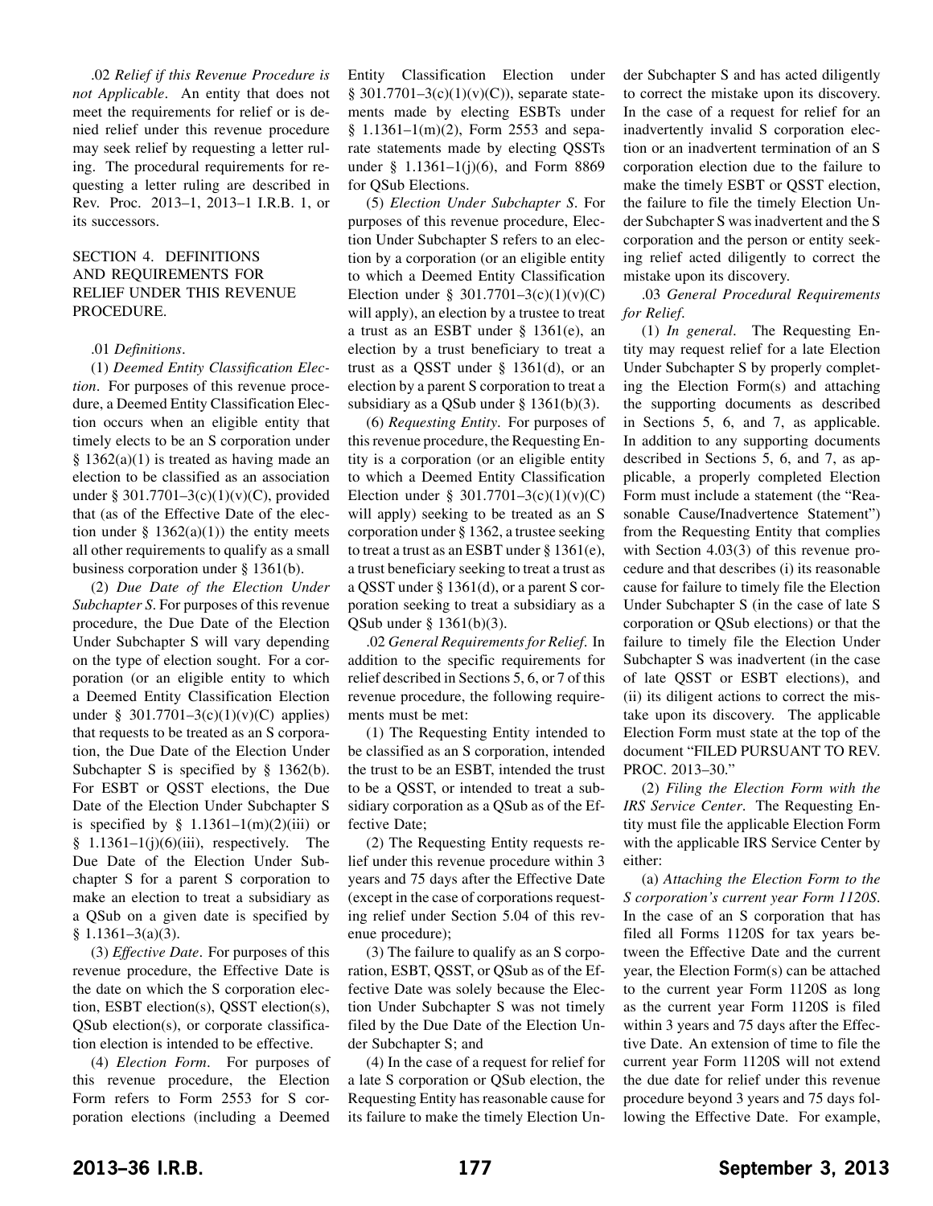.02 *Relief if this Revenue Procedure is not Applicable*. An entity that does not meet the requirements for relief or is denied relief under this revenue procedure may seek relief by requesting a letter ruling. The procedural requirements for requesting a letter ruling are described in Rev. Proc. 2013–1, 2013–1 I.R.B. 1, or its successors.

## SECTION 4. DEFINITIONS AND REQUIREMENTS FOR RELIEF UNDER THIS REVENUE PROCEDURE.

.01 *Definitions*.

(1) *Deemed Entity Classification Election*. For purposes of this revenue procedure, a Deemed Entity Classification Election occurs when an eligible entity that timely elects to be an S corporation under § 1362(a)(1) is treated as having made an election to be classified as an association under § 301.7701–3(c)(1)(v)(C), provided that (as of the Effective Date of the election under § 1362(a)(1)) the entity meets all other requirements to qualify as a small business corporation under § 1361(b).

(2) *Due Date of the Election Under Subchapter S*. For purposes of this revenue procedure, the Due Date of the Election Under Subchapter S will vary depending on the type of election sought. For a corporation (or an eligible entity to which a Deemed Entity Classification Election under § 301.7701–3(c)(1)(v)(C) applies) that requests to be treated as an S corporation, the Due Date of the Election Under Subchapter S is specified by § 1362(b). For ESBT or QSST elections, the Due Date of the Election Under Subchapter S is specified by § 1.1361–1(m)(2)(iii) or § 1.1361–1(j)(6)(iii), respectively. The Due Date of the Election Under Subchapter S for a parent S corporation to make an election to treat a subsidiary as a QSub on a given date is specified by § 1.1361–3(a)(3).

(3) *Effective Date*. For purposes of this revenue procedure, the Effective Date is the date on which the S corporation election, ESBT election(s), QSST election(s), QSub election(s), or corporate classification election is intended to be effective.

(4) *Election Form*. For purposes of this revenue procedure, the Election Form refers to Form 2553 for S corporation elections (including a Deemed Entity Classification Election under § 301.7701–3(c)(1)(v)(C)), separate statements made by electing ESBTs under § 1.1361–1(m)(2), Form 2553 and separate statements made by electing QSSTs under § 1.1361–1(j)(6), and Form 8869 for QSub Elections.

(5) *Election Under Subchapter S*. For purposes of this revenue procedure, Election Under Subchapter S refers to an election by a corporation (or an eligible entity to which a Deemed Entity Classification Election under § 301.7701–3(c)(1)(v)(C) will apply), an election by a trustee to treat a trust as an ESBT under § 1361(e), an election by a trust beneficiary to treat a trust as a QSST under § 1361(d), or an election by a parent S corporation to treat a subsidiary as a QSub under § 1361(b)(3).

(6) *Requesting Entity*. For purposes of this revenue procedure, the Requesting Entity is a corporation (or an eligible entity to which a Deemed Entity Classification Election under § 301.7701–3(c)(1)(v)(C) will apply) seeking to be treated as an S corporation under § 1362, a trustee seeking to treat a trust as an ESBT under § 1361(e), a trust beneficiary seeking to treat a trust as a QSST under § 1361(d), or a parent S corporation seeking to treat a subsidiary as a QSub under § 1361(b)(3).

.02 *General Requirements for Relief*. In addition to the specific requirements for relief described in the Sections 5, 6, or 7 of this revenue procedure, the following requirements must be met:

(1) The Requesting Entity intended to be classified as an S corporation, intended the trust to be an ESBT, intended the trust to be a QSST, or intended to treat a subsidiary corporation as a QSub as of the Effective Date;

(2) The Requesting Entity requests relief under this revenue procedure within 3 years and 75 days after the Effective Date (except in the case of corporations requesting relief under Section 5.04 of this revenue procedure);

(3) The failure to qualify as an S corporation, ESBT, QSST, or QSub as of the Effective Date was solely because the Election Under Subchapter S was not timely filed by the Due Date of the Election Under Subchapter S; and

(4) In the case of a request for relief for a late S corporation or QSub election, the Requesting Entity has reasonable cause for its failure to make the timely Election Under Subchapter S and has acted diligently to correct the mistake upon its discovery. In the case of a request for relief for an inadvertently invalid S corporation election or an inadvertent termination of an S corporation election due to the failure to make the timely ESBT or QSST election, the failure to file the timely Election Under Subchapter S was inadvertent and the S corporation and the person or entity seeking relief acted diligently to correct the mistake upon its discovery.

.03 *General Procedural Requirements for Relief*.

(1) *In general*. The Requesting Entity may request relief for a late Election Under Subchapter S by properly completing the Election Form(s) and attaching the supporting documents as described in Sections 5, 6, and 7, as applicable. In addition to any supporting documents described in Sections 5, 6, and 7, as applicable, a properly completed Election Form must include a statement (the "Reasonable Cause/Inadvertence Statement") from the Requesting Entity that complies with Section 4.03(3) of this revenue procedure and that describes (i) its reasonable cause for failure to timely file the Election Under Subchapter S (in the case of late S corporation or QSub elections) or that the failure to timely file the Election Under Subchapter S was inadvertent (in the case of late QSST or ESBT elections), and (ii) its diligent actions to correct the mistake upon its discovery. The applicable Election Form must state at the top of the document "FILED PURSUANT TO REV. PROC. 2013–30."

(2) *Filing the Election Form with the IRS Service Center*. The Requesting Entity must file the applicable Election Form with the applicable IRS Service Center by either:

(a) *Attaching the Election Form to the S corporation's current year Form 1120S*. In the case of an S corporation that has filed all Forms 1120S for tax years between the Effective Date and the current year, the Election Form(s) can be attached to the current year Form 1120S as long as the current year Form 1120S is filed within 3 years and 75 days after the Effective Date. An extension of time to file the current year Form 1120S will not extend the due date for relief under this revenue procedure beyond 3 years and 75 days following the Effective Date. For example,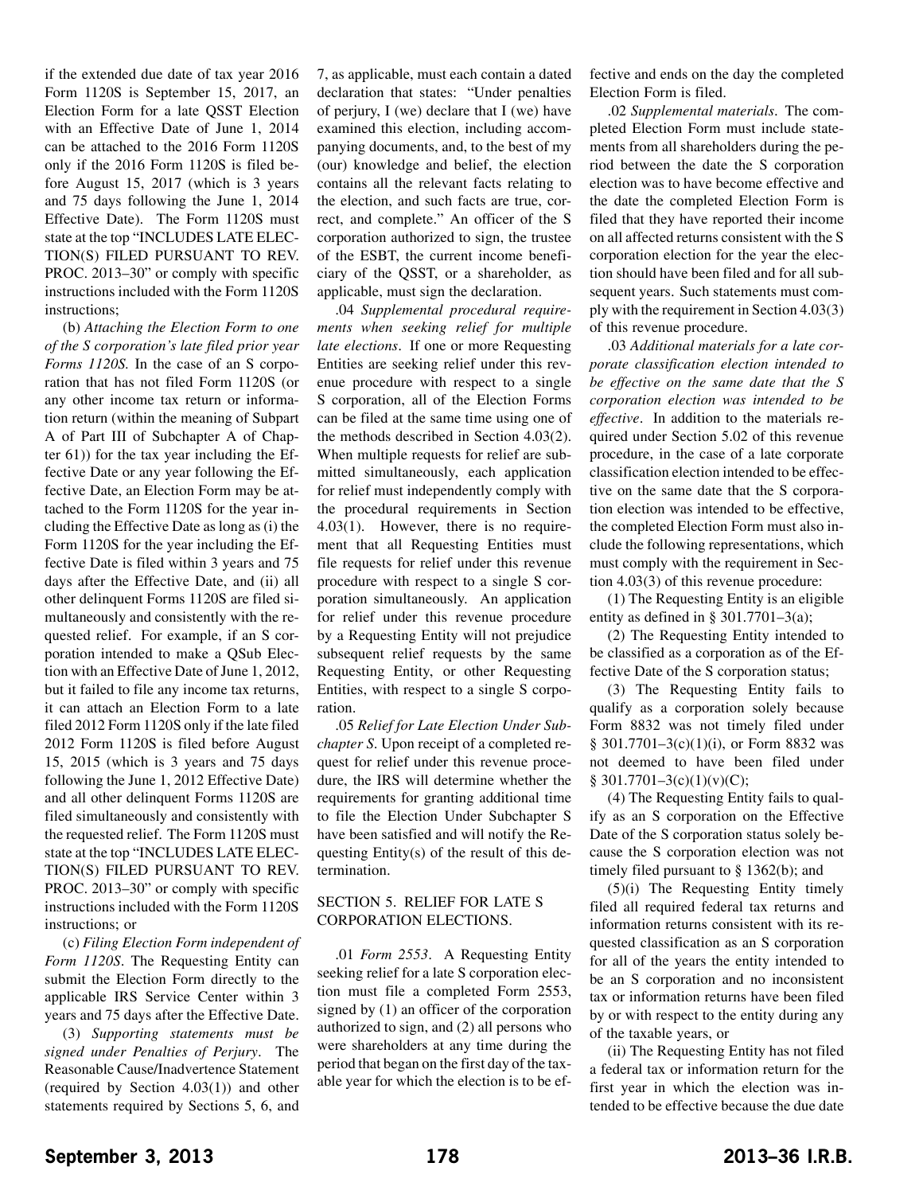if the extended due date of tax year 2016 Form 1120S is September 15, 2017, an Election Form for a late QSST Election with an Effective Date of June 1, 2014 can be attached to the 2016 Form 1120S only if the 2016 Form 1120S is filed before August 15, 2017 (which is 3 years and 75 days following the June 1, 2014 Effective Date). The Form 1120S must state at the top "INCLUDES LATE ELECTION(S) FILED PURSUANT TO REV. PROC. 2013–30" or comply with specific instructions included with the Form 1120S instructions;

(b) *Attaching the Election Form to one of the S corporation's late filed prior year Forms 1120S.* In the case of an S corporation that has not filed Form 1120S (or any other income tax return or information return (within the meaning of Subpart A of Part III of Subchapter A of Chapter 61)) for the tax year including the Effective Date or any year following the Effective Date, an Election Form may be attached to the Form 1120S for the year including the Effective Date as long as (i) the Form 1120S for the year including the Effective Date is filed within 3 years and 75 days after the Effective Date, and (ii) all other delinquent Forms 1120S are filed simultaneously and consistently with the requested relief. For example, if an S corporation intended to make a QSub Election with an Effective Date of June 1, 2012, but it failed to file any income tax returns, it can attach an Election Form to a late filed 2012 Form 1120S only if the late filed 2012 Form 1120S is filed before August 15, 2015 (which is 3 years and 75 days following the June 1, 2012 Effective Date) and all other delinquent Forms 1120S are filed simultaneously and consistently with the requested relief. The Form 1120S must state at the top "INCLUDES LATE ELECTION(S) FILED PURSUANT TO REV. PROC. 2013–30" or comply with specific instructions included with the Form 1120S instructions; or

(c) *Filing Election Form independent of Form 1120S*. The Requesting Entity can submit the Election Form directly to the applicable IRS Service Center within 3 years and 75 days after the Effective Date.

(3) *Supporting statements must be signed under Penalties of Perjury*. The Reasonable Cause/Inadvertence Statement (required by Section 4.03(1)) and other statements required by Sections 5, 6, and 7, as applicable, must each contain a dated declaration that states: "Under penalties of perjury, I (we) declare that I (we) have examined this election, including accompanying documents, and, to the best of my (our) knowledge and belief, the election contains all the relevant facts relating to the election, and such facts are true, correct, and complete." An officer of the S corporation authorized to sign, the trustee of the ESBT, the current income beneficiary of the QSST, or a shareholder, as applicable, must sign the declaration.

.04 *Supplemental procedural requirements when seeking relief for multiple late elections*. If one or more Requesting Entities are seeking relief under this revenue procedure with respect to a single S corporation, all of the Election Forms can be filed at the same time using one of the methods described in Section 4.03(2). When multiple requests for relief are submitted simultaneously, each application for relief must independently comply with the procedural requirements in Section 4.03(1). However, there is no requirement that all Requesting Entities must file requests for relief under this revenue procedure with respect to a single S corporation simultaneously. An application for relief under this revenue procedure by a Requesting Entity will not prejudice subsequent relief requests by the same Requesting Entity, or other Requesting Entities, with respect to a single S corporation.

.05 *Relief for Late Election Under Subchapter S*. Upon receipt of a completed request for relief under this revenue procedure, the IRS will determine whether the requirements for granting additional time to file the Election Under Subchapter S have been satisfied and will notify the Requesting Entity(s) of the result of this determination.

## SECTION 5. RELIEF FOR LATE S CORPORATION ELECTIONS.

.01 *Form 2553*. A Requesting Entity seeking relief for a late S corporation election must file a completed Form 2553, signed by (1) an officer of the corporation authorized to sign, and (2) all persons who were shareholders at any time during the period that began on the first day of the taxable year for which the election is to be effective and ends on the day the completed Election Form is filed.

.02 *Supplemental materials*. The completed Election Form must include statements from all shareholders during the period between the date the S corporation election was to have become effective and the date the completed Election Form is filed that they have reported their income on all affected returns consistent with the S corporation election for the year the election should have been filed and for all subsequent years. Such statements must comply with the requirement in Section 4.03(3) of this revenue procedure.

.03 *Additional materials for a late corporate classification election intended to be effective on the same date that the S corporation election was intended to be effective*. In addition to the materials required under Section 5.02 of this revenue procedure, in the case of a late corporate classification election intended to be effective on the same date that the S corporation election was intended to be effective, the completed Election Form must also include the following representations, which must comply with the requirement in Section 4.03(3) of this revenue procedure:

(1) The Requesting Entity is an eligible entity as defined in § 301.7701–3(a);

(2) The Requesting Entity intended to be classified as a corporation as of the Effective Date of the S corporation status;

(3) The Requesting Entity fails to qualify as a corporation solely because Form 8832 was not timely filed under § 301.7701–3(c)(1)(i), or Form 8832 was not deemed to have been filed under § 301.7701–3(c)(1)(v)(C);

(4) The Requesting Entity fails to qualify as an S corporation on the Effective Date of the S corporation status solely because the S corporation election was not timely filed pursuant to § 1362(b); and

(5)(i) The Requesting Entity timely filed all required federal tax returns and information returns consistent with its requested classification as an S corporation for all of the years the entity intended to be an S corporation and no inconsistent tax or information returns have been filed by or with respect to the entity during any of the taxable years, or

(ii) The Requesting Entity has not filed a federal tax or information return for the first year in which the election was intended to be effective because the due date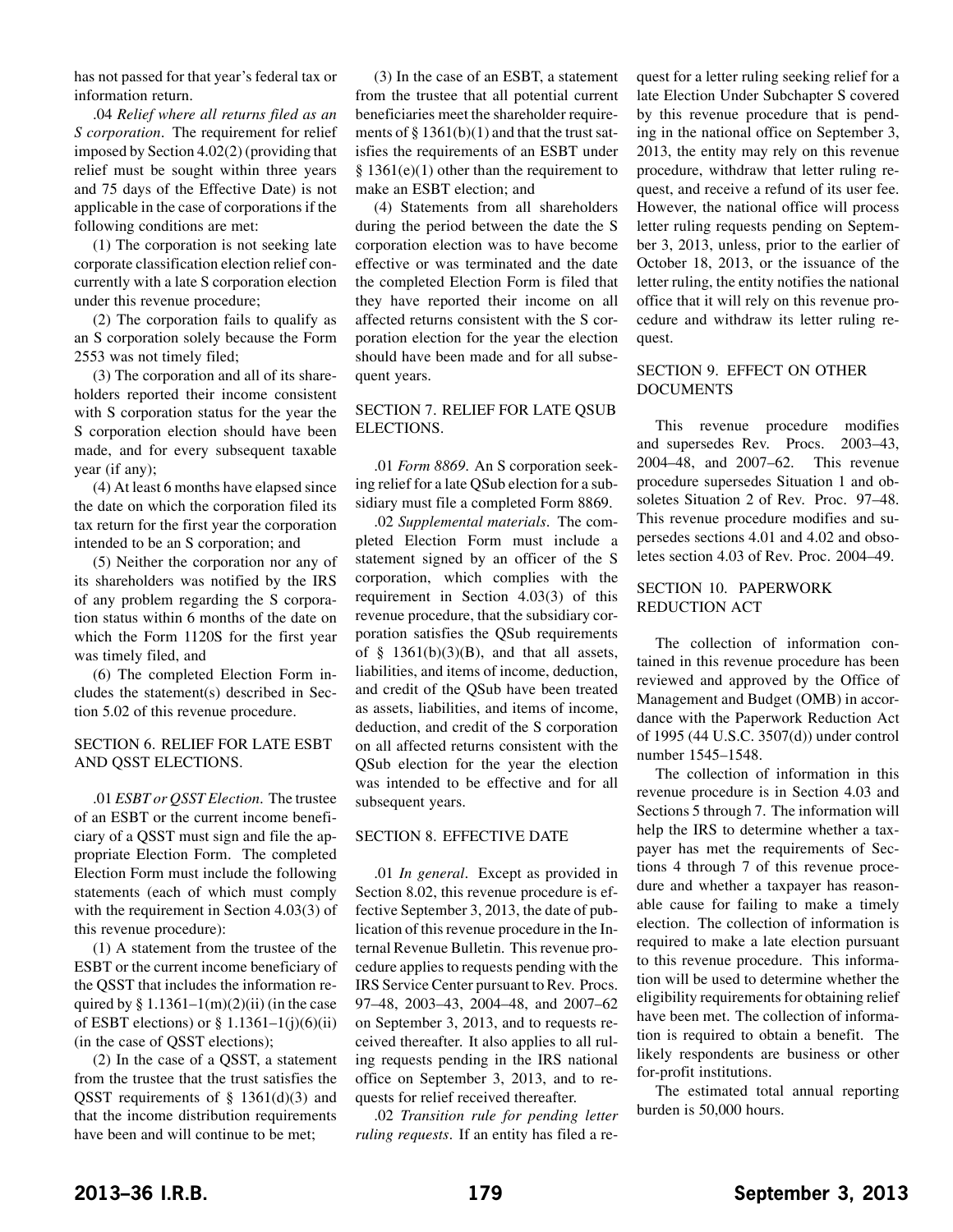has not passed for that year's federal tax or information return.

.04 *Relief where all returns filed as an S corporation*. The requirement for relief imposed by Section 4.02(2) (providing that relief must be sought within three years and 75 days of the Effective Date) is not applicable in the case of corporations if the following conditions are met:

(1) The corporation is not seeking late corporate classification election relief concurrently with a late S corporation election under this revenue procedure;

(2) The corporation fails to qualify as an S corporation solely because the Form 2553 was not timely filed;

(3) The corporation and all of its shareholders reported their income consistent with S corporation status for the year the S corporation election should have been made, and for every subsequent taxable year (if any);

(4) At least 6 months have elapsed since the date on which the corporation filed its tax return for the first year the corporation intended to be an S corporation; and

(5) Neither the corporation nor any of its shareholders was notified by the IRS of any problem regarding the S corporation status within 6 months of the date on which the Form 1120S for the first year was timely filed, and

(6) The completed Election Form includes the statement(s) described in Section 5.02 of this revenue procedure.

## SECTION 6. RELIEF FOR LATE ESBT AND QSST ELECTIONS.

.01 *ESBT or QSST Election*. The trustee of an ESBT or the current income beneficiary of a QSST must sign and file the appropriate Election Form. The completed Election Form must include the following statements (each of which must comply with the requirement in Section 4.03(3) of this revenue procedure):

(1) A statement from the trustee of the ESBT or the current income beneficiary of the QSST that includes the information required by § 1.1361–1(m)(2)(ii) (in the case of ESBT elections) or § 1.1361–1(j)(6)(ii) (in the case of QSST elections);

(2) In the case of a QSST, a statement from the trustee that the trust satisfies the QSST requirements of § 1361(d)(3) and that the income distribution requirements have been and will continue to be met;

(3) In the case of an ESBT, a statement from the trustee that all potential current beneficiaries meet the shareholder requirements of § 1361(b)(1) and that the trust satisfies the requirements of an ESBT under § 1361(e)(1) other than the requirement to make an ESBT election; and

(4) Statements from all shareholders during the period between the date the S corporation election was to have become effective or was terminated and the date the completed Election Form is filed that they have reported their income on all affected returns consistent with the S corporation election for the year the election should have been made and for all subsequent years.

## SECTION 7. RELIEF FOR LATE QSUB ELECTIONS.

.01 *Form 8869*. An S corporation seeking relief for a late QSub election for a subsidiary must file a completed Form 8869.

.02 *Supplemental materials*. The completed Election Form must include a statement signed by an officer of the S corporation, which complies with the requirement in Section 4.03(3) of this revenue procedure, that the subsidiary corporation satisfies the QSub requirements of § 1361(b)(3)(B), and that all assets, liabilities, and items of income, deduction, and credit of the QSub have been treated as assets, liabilities, and items of income, deduction, and credit of the S corporation on all affected returns consistent with the QSub election for the year the election was intended to be effective and for all subsequent years.

## SECTION 8. EFFECTIVE DATE

.01 *In general*. Except as provided in Section 8.02, this revenue procedure is effective September 3, 2013, the date of publication of this revenue procedure in the Internal Revenue Bulletin. This revenue procedure applies to requests pending with the IRS Service Center pursuant to Rev. Procs. 97–48, 2003–43, 2004–48, and 2007–62 on September 3, 2013, and to requests received thereafter. It also applies to all ruling requests pending in the IRS national office on September 3, 2013, and to requests for relief received thereafter.

.02 *Transition rule for pending letter ruling requests*. If an entity has filed a request for a letter ruling seeking relief for a late Election Under Subchapter S covered by this revenue procedure that is pending in the national office on September 3, 2013, the entity may rely on this revenue procedure, withdraw that letter ruling request, and receive a refund of its user fee. However, the national office will process letter ruling requests pending on September 3, 2013, unless, prior to the earlier of October 18, 2013, or the issuance of the letter ruling, the entity notifies the national office that it will rely on this revenue procedure and withdraw its letter ruling request.

## SECTION 9. EFFECT ON OTHER DOCUMENTS

This revenue procedure modifies and supersedes Rev. Procs. 2003–43, 2004–48, and 2007–62. This revenue procedure supersedes Situation 1 and obsoletes Situation 2 of Rev. Proc. 97–48. This revenue procedure modifies and supersedes sections 4.01 and 4.02 and obsoletes section 4.03 of Rev. Proc. 2004–49.

## SECTION 10. PAPERWORK REDUCTION ACT

The collection of information contained in this revenue procedure has been reviewed and approved by the Office of Management and Budget (OMB) in accordance with the Paperwork Reduction Act of 1995 (44 U.S.C. 3507(d)) under control number 1545–1548.

The collection of information in this revenue procedure is in Section 4.03 and Sections 5 through 7. The information will help the IRS to determine whether a taxpayer has met the requirements of Sections 4 through 7 of this revenue procedure and whether a taxpayer has reasonable cause for failing to make a timely election. The collection of information is required to make a late election pursuant to this revenue procedure. This information will be used to determine whether the eligibility requirements for obtaining relief have been met. The collection of information is required to obtain a benefit. The likely respondents are business or other for-profit institutions.

The estimated total annual reporting burden is 50,000 hours.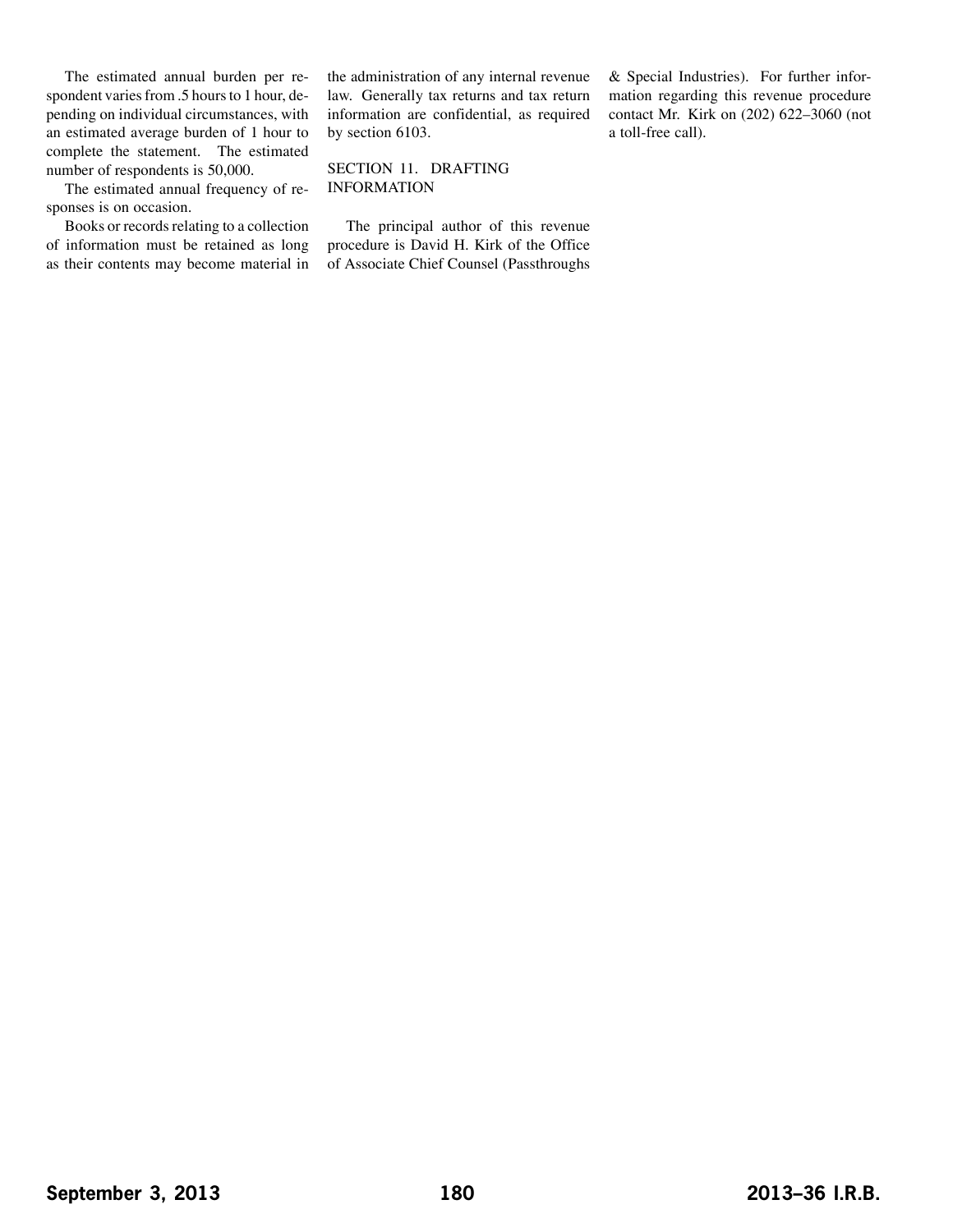The estimated annual burden per respondent varies from .5 hours to 1 hour, depending on individual circumstances, with an estimated average burden of 1 hour to complete the statement. The estimated number of respondents is 50,000.

The estimated annual frequency of responses is on occasion.

Books or records relating to a collection of information must be retained as long as their contents may become material in the administration of any internal revenue law. Generally tax returns and tax return information are confidential, as required by section 6103.

## SECTION 11. DRAFTING INFORMATION

The principal author of this revenue procedure is David H. Kirk of the Office of Associate Chief Counsel (Passthroughs & Special Industries). For further information regarding this revenue procedure contact Mr. Kirk on (202) 622–3060 (not a toll-free call).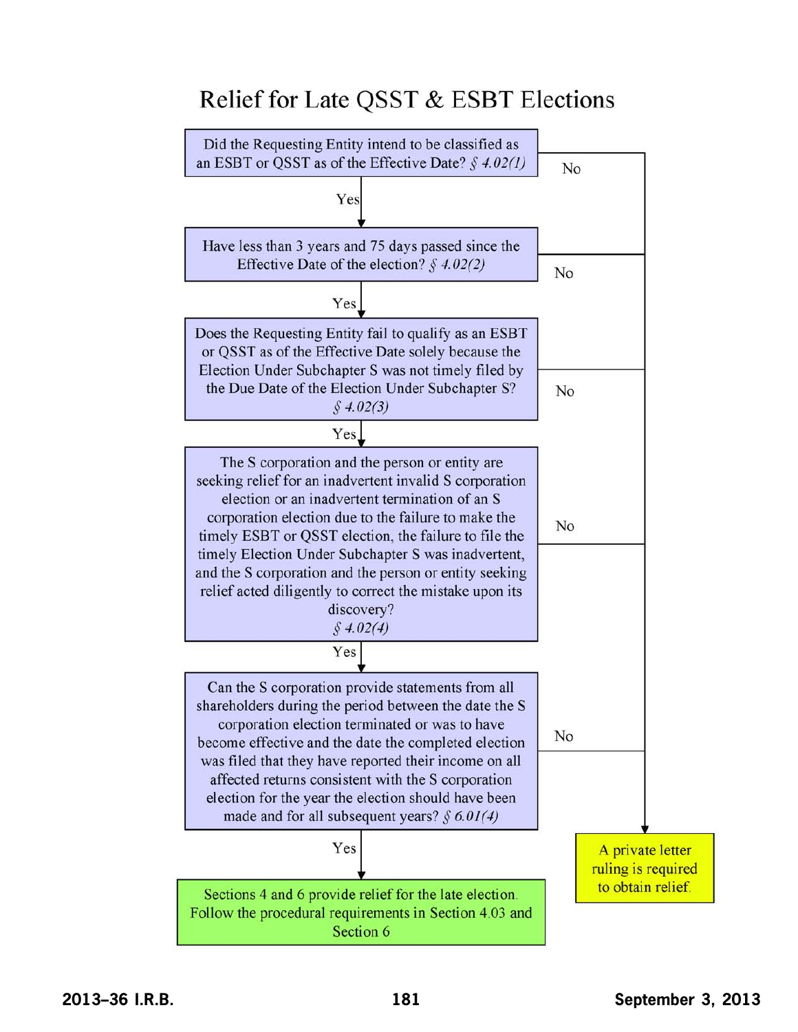# Relief for Late QSST & ESBT Elections

Did the Requesting Entity intend to be classified as an ESBT or QSST as of the Effective Date? *§ 4.02(1)*

- **No** → A private letter ruling is required to obtain relief.
- **Yes** ↓

Have less than 3 years and 75 days passed since the Effective Date of the election? *§ 4.02(2)*

- **No** → A private letter ruling is required to obtain relief.
- **Yes** ↓

Does the Requesting Entity fail to qualify as an ESBT or QSST as of the Effective Date solely because the Election Under Subchapter S was not timely filed by the Due Date of the Election Under Subchapter S? *§ 4.02(3)*

- **No** → A private letter ruling is required to obtain relief.
- **Yes** ↓

The S corporation and the person or entity are seeking relief for an inadvertent invalid S corporation election or an inadvertent termination of an S corporation election due to the failure to make the timely ESBT or QSST election, the failure to file the timely Election Under Subchapter S was inadvertent, and the S corporation and the person or entity seeking relief acted diligently to correct the mistake upon its discovery? *§ 4.02(4)*

- **No** → A private letter ruling is required to obtain relief.
- **Yes** ↓

Can the S corporation provide statements from all shareholders during the period between the date the S corporation election terminated or was to have become effective and the date the completed election was filed that they have reported their income on all affected returns consistent with the S corporation election for the year the election should have been made and for all subsequent years? *§ 6.01(4)*

- **No** → A private letter ruling is required to obtain relief.
- **Yes** → Sections 4 and 6 provide relief for the late election. Follow the procedural requirements in Section 4.03 and Section 6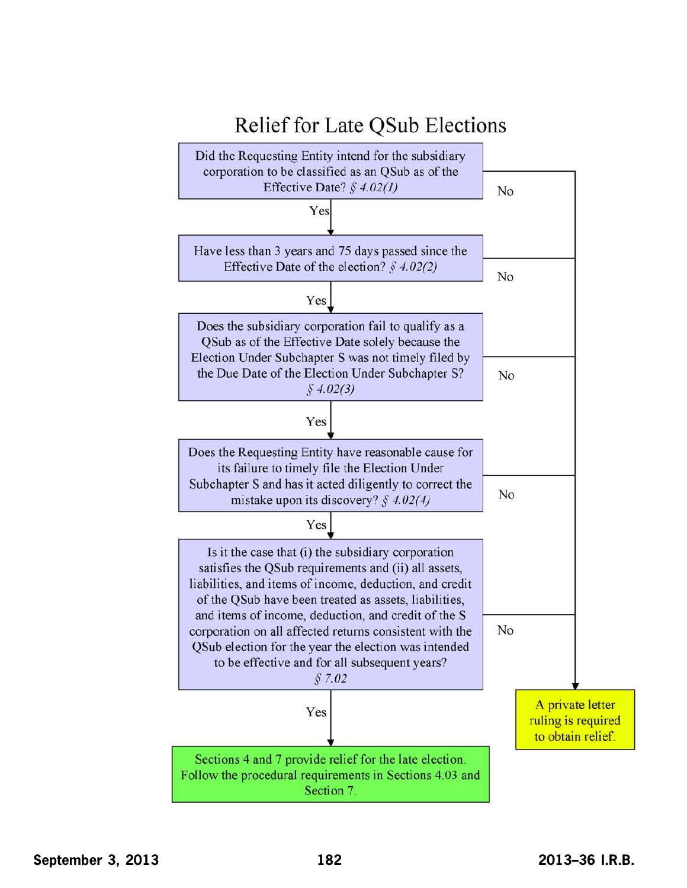## Relief for Late QSub Elections

1. Did the Requesting Entity intend for the subsidiary corporation to be classified as an QSub as of the Effective Date? *§ 4.02(1)*
   - No → A private letter ruling is required to obtain relief.
   - Yes → go to 2.

2. Have less than 3 years and 75 days passed since the Effective Date of the election? *§ 4.02(2)*
   - No → A private letter ruling is required to obtain relief.
   - Yes → go to 3.

3. Does the subsidiary corporation fail to qualify as a QSub as of the Effective Date solely because the Election Under Subchapter S was not timely filed by the Due Date of the Election Under Subchapter S? *§ 4.02(3)*
   - No → A private letter ruling is required to obtain relief.
   - Yes → go to 4.

4. Does the Requesting Entity have reasonable cause for its failure to timely file the Election Under Subchapter S and has it acted diligently to correct the mistake upon its discovery? *§ 4.02(4)*
   - No → A private letter ruling is required to obtain relief.
   - Yes → go to 5.

5. Is it the case that (i) the subsidiary corporation satisfies the QSub requirements and (ii) all assets, liabilities, and items of income, deduction, and credit of the QSub have been treated as assets, liabilities, and items of income, deduction, and credit of the S corporation on all affected returns consistent with the QSub election for the year the election was intended to be effective and for all subsequent years? *§ 7.02*
   - No → A private letter ruling is required to obtain relief.
   - Yes → Sections 4 and 7 provide relief for the late election. Follow the procedural requirements in Sections 4.03 and Section 7.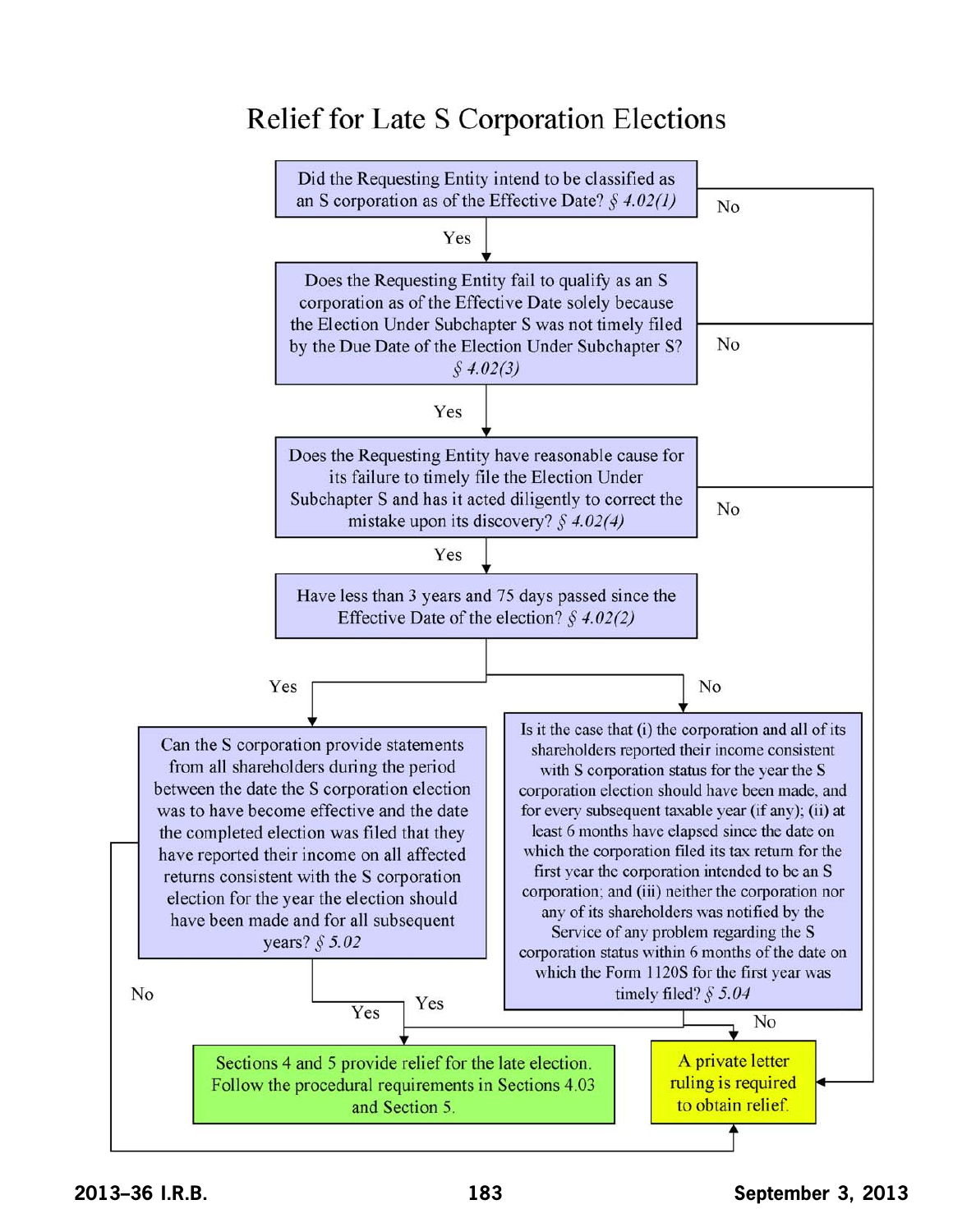# Relief for Late S Corporation Elections

Did the Requesting Entity intend to be classified as an S corporation as of the Effective Date? *§ 4.02(1)*

- No → A private letter ruling is required to obtain relief.
- Yes ↓

Does the Requesting Entity fail to qualify as an S corporation as of the Effective Date solely because the Election Under Subchapter S was not timely filed by the Due Date of the Election Under Subchapter S? *§ 4.02(3)*

- No → A private letter ruling is required to obtain relief.
- Yes ↓

Does the Requesting Entity have reasonable cause for its failure to timely file the Election Under Subchapter S and has it acted diligently to correct the mistake upon its discovery? *§ 4.02(4)*

- No → A private letter ruling is required to obtain relief.
- Yes ↓

Have less than 3 years and 75 days passed since the Effective Date of the election? *§ 4.02(2)*

- Yes → Can the S corporation provide statements from all shareholders during the period between the date the S corporation election was to have become effective and the date the completed election was filed that they have reported their income on all affected returns consistent with the S corporation election for the year the election should have been made and for all subsequent years? *§ 5.02*
  - Yes → Sections 4 and 5 provide relief for the late election. Follow the procedural requirements in Sections 4.03 and Section 5.
  - No → A private letter ruling is required to obtain relief.
- No → Is it the case that (i) the corporation and all of its shareholders reported their income consistent with S corporation status for the year the S corporation election should have been made, and for every subsequent taxable year (if any); (ii) at least 6 months have elapsed since the date on which the corporation filed its tax return for the first year the corporation intended to be an S corporation; and (iii) neither the corporation nor any of its shareholders was notified by the Service of any problem regarding the S corporation status within 6 months of the date on which the Form 1120S for the first year was timely filed? *§ 5.04*
  - Yes → Sections 4 and 5 provide relief for the late election. Follow the procedural requirements in Sections 4.03 and Section 5.
  - No → A private letter ruling is required to obtain relief.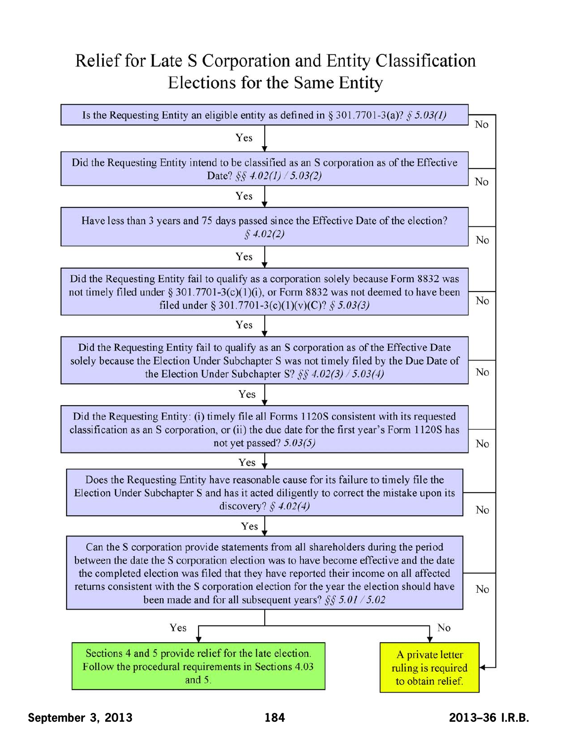# Relief for Late S Corporation and Entity Classification Elections for the Same Entity

1. Is the Requesting Entity an eligible entity as defined in § 301.7701-3(a)? *§ 5.03(1)*
   - Yes → go to 2
   - No → A private letter ruling is required to obtain relief.

2. Did the Requesting Entity intend to be classified as an S corporation as of the Effective Date? *§§ 4.02(1) / 5.03(2)*
   - Yes → go to 3
   - No → A private letter ruling is required to obtain relief.

3. Have less than 3 years and 75 days passed since the Effective Date of the election? *§ 4.02(2)*
   - Yes → go to 4
   - No → A private letter ruling is required to obtain relief.

4. Did the Requesting Entity fail to qualify as a corporation solely because Form 8832 was not timely filed under § 301.7701-3(c)(1)(i), or Form 8832 was not deemed to have been filed under § 301.7701-3(c)(1)(v)(C)? *§ 5.03(3)*
   - Yes → go to 5
   - No → A private letter ruling is required to obtain relief.

5. Did the Requesting Entity fail to qualify as an S corporation as of the Effective Date solely because the Election Under Subchapter S was not timely filed by the Due Date of the Election Under Subchapter S? *§§ 4.02(3) / 5.03(4)*
   - Yes → go to 6
   - No → A private letter ruling is required to obtain relief.

6. Did the Requesting Entity: (i) timely file all Forms 1120S consistent with its requested classification as an S corporation, or (ii) the due date for the first year's Form 1120S has not yet passed? *5.03(5)*
   - Yes → go to 7
   - No → A private letter ruling is required to obtain relief.

7. Does the Requesting Entity have reasonable cause for its failure to timely file the Election Under Subchapter S and has it acted diligently to correct the mistake upon its discovery? *§ 4.02(4)*
   - Yes → go to 8
   - No → A private letter ruling is required to obtain relief.

8. Can the S corporation provide statements from all shareholders during the period between the date the S corporation election was to have become effective and the date the completed election was filed that they have reported their income on all affected returns consistent with the S corporation election for the year the election should have been made and for all subsequent years? *§§ 5.01 / 5.02*
   - Yes → Sections 4 and 5 provide relief for the late election. Follow the procedural requirements in Sections 4.03 and 5.
   - No → A private letter ruling is required to obtain relief.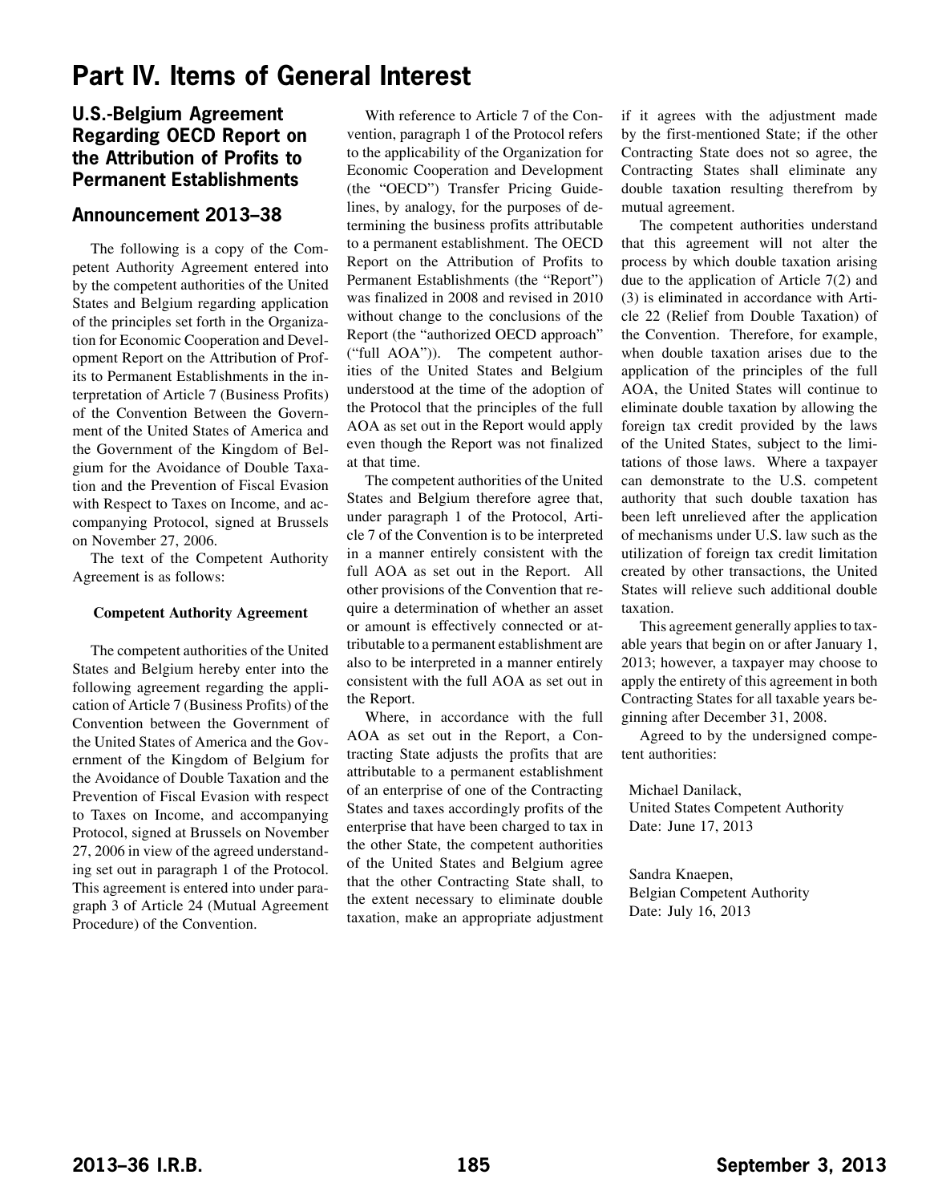# Part IV. Items of General Interest

## U.S.-Belgium Agreement Regarding OECD Report on the Attribution of Profits to Permanent Establishments

## Announcement 2013–38

The following is a copy of the Competent Authority Agreement entered into by the competent authorities of the United States and Belgium regarding application of the principles set forth in the Organization for Economic Cooperation and Development Report on the Attribution of Profits to Permanent Establishments in the interpretation of Article 7 (Business Profits) of the Convention Between the Government of the United States of America and the Government of the Kingdom of Belgium for the Avoidance of Double Taxation and the Prevention of Fiscal Evasion with Respect to Taxes on Income, and accompanying Protocol, signed at Brussels on November 27, 2006.

The text of the Competent Authority Agreement is as follows:

**Competent Authority Agreement**

The competent authorities of the United States and Belgium hereby enter into the following agreement regarding the application of Article 7 (Business Profits) of the Convention between the Government of the United States of America and the Government of the Kingdom of Belgium for the Avoidance of Double Taxation and the Prevention of Fiscal Evasion with respect to Taxes on Income, and accompanying Protocol, signed at Brussels on November 27, 2006 in view of the agreed understanding set out in paragraph 1 of the Protocol. This agreement is entered into under paragraph 3 of Article 24 (Mutual Agreement Procedure) of the Convention.

With reference to Article 7 of the Convention, paragraph 1 of the Protocol refers to the applicability of the Organization for Economic Cooperation and Development (the "OECD") Transfer Pricing Guidelines, by analogy, for the purposes of determining the business profits attributable to a permanent establishment. The OECD Report on the Attribution of Profits to Permanent Establishments (the "Report") was finalized in 2008 and revised in 2010 without change to the conclusions of the Report (the "authorized OECD approach" ("full AOA")). The competent authorities of the United States and Belgium understood at the time of the adoption of the Protocol that the principles of the full AOA as set out in the Report would apply even though the Report was not finalized at that time.

The competent authorities of the United States and Belgium therefore agree that, under paragraph 1 of the Protocol, Article 7 of the Convention is to be interpreted in a manner entirely consistent with the full AOA as set out in the Report. All other provisions of the Convention that require a determination of whether an asset or amount is effectively connected or attributable to a permanent establishment are also to be interpreted in a manner entirely consistent with the full AOA as set out in the Report.

Where, in accordance with the full AOA as set out in the Report, a Contracting State adjusts the profits that are attributable to a permanent establishment of an enterprise of one of the Contracting States and taxes accordingly profits of the enterprise that have been charged to tax in the other State, the competent authorities of the United States and Belgium agree that the other Contracting State shall, to the extent necessary to eliminate double taxation, make an appropriate adjustment if it agrees with the adjustment made by the first-mentioned State; if the other Contracting State does not so agree, the Contracting States shall eliminate any double taxation resulting therefrom by mutual agreement.

The competent authorities understand that this agreement will not alter the process by which double taxation arising due to the application of Article 7(2) and (3) is eliminated in accordance with Article 22 (Relief from Double Taxation) of the Convention. Therefore, for example, when double taxation arises due to the application of the principles of the full AOA, the United States will continue to eliminate double taxation by allowing the foreign tax credit provided by the laws of the United States, subject to the limitations of those laws. Where a taxpayer can demonstrate to the U.S. competent authority that such double taxation has been left unrelieved after the application of mechanisms under U.S. law such as the utilization of foreign tax credit limitation created by other transactions, the United States will relieve such additional double taxation.

This agreement generally applies to taxable years that begin on or after January 1, 2013; however, a taxpayer may choose to apply the entirety of this agreement in both Contracting States for all taxable years beginning after December 31, 2008.

Agreed to by the undersigned competent authorities:

Michael Danilack,
United States Competent Authority
Date: June 17, 2013

Sandra Knaepen,
Belgian Competent Authority
Date: July 16, 2013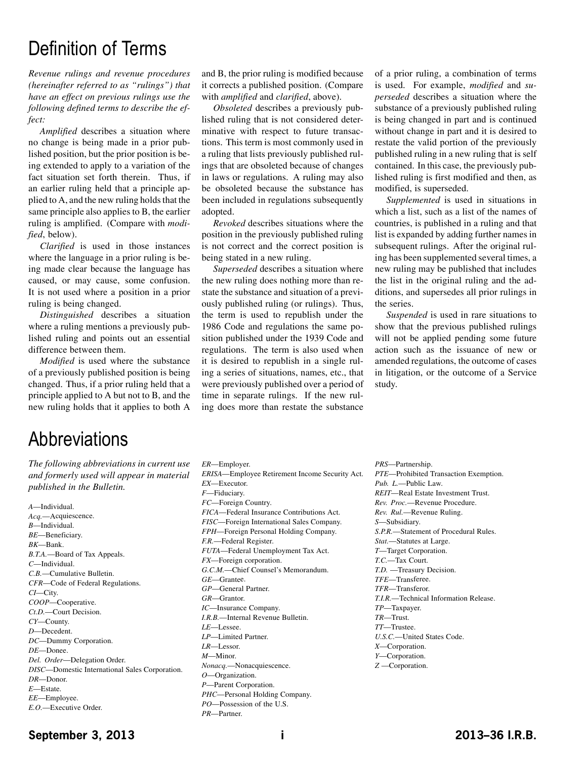# Definition of Terms

*Revenue rulings and revenue procedures (hereinafter referred to as "rulings") that have an effect on previous rulings use the following defined terms to describe the effect:*

*Amplified* describes a situation where no change is being made in a prior published position, but the prior position is being extended to apply to a variation of the fact situation set forth therein. Thus, if an earlier ruling held that a principle applied to A, and the new ruling holds that the same principle also applies to B, the earlier ruling is amplified. (Compare with *modified*, below).

*Clarified* is used in those instances where the language in a prior ruling is being made clear because the language has caused, or may cause, some confusion. It is not used where a position in a prior ruling is being changed.

*Distinguished* describes a situation where a ruling mentions a previously published ruling and points out an essential difference between them.

*Modified* is used where the substance of a previously published position is being changed. Thus, if a prior ruling held that a principle applied to A but not to B, and the new ruling holds that it applies to both A and B, the prior ruling is modified because it corrects a published position. (Compare with *amplified* and *clarified*, above).

*Obsoleted* describes a previously published ruling that is not considered determinative with respect to future transactions. This term is most commonly used in a ruling that lists previously published rulings that are obsoleted because of changes in laws or regulations. A ruling may also be obsoleted because the substance has been included in regulations subsequently adopted.

*Revoked* describes situations where the position in the previously published ruling is not correct and the correct position is being stated in a new ruling.

*Superseded* describes a situation where the new ruling does nothing more than restate the substance and situation of a previously published ruling (or rulings). Thus, the term is used to republish under the 1986 Code and regulations the same position published under the 1939 Code and regulations. The term is also used when it is desired to republish in a single ruling a series of situations, names, etc., that were previously published over a period of time in separate rulings. If the new ruling does more than restate the substance of a prior ruling, a combination of terms is used. For example, *modified* and *superseded* describes a situation where the substance of a previously published ruling is being changed in part and is continued without change in part and it is desired to restate the valid portion of the previously published ruling in a new ruling that is self contained. In this case, the previously published ruling is first modified and then, as modified, is superseded.

*Supplemented* is used in situations in which a list, such as a list of the names of countries, is published in a ruling and that list is expanded by adding further names in subsequent rulings. After the original ruling has been supplemented several times, a new ruling may be published that includes the list in the original ruling and the additions, and supersedes all prior rulings in the series.

*Suspended* is used in rare situations to show that the previous published rulings will not be applied pending some future action such as the issuance of new or amended regulations, the outcome of cases in litigation, or the outcome of a Service study.

# Abbreviations

*The following abbreviations in current use and formerly used will appear in material published in the Bulletin.*

*A*—Individual.
*Acq.*—Acquiescence.
*B*—Individual.
*BE*—Beneficiary.
*BK*—Bank.
*B.T.A.*—Board of Tax Appeals.
*C*—Individual.
*C.B.*—Cumulative Bulletin.
*CFR*—Code of Federal Regulations.
*CI*—City.
*COOP*—Cooperative.
*Ct.D.*—Court Decision.
*CY*—County.
*D*—Decedent.
*DC*—Dummy Corporation.
*DE*—Donee.
*Del. Order*—Delegation Order.
*DISC*—Domestic International Sales Corporation.
*DR*—Donor.
*E*—Estate.
*EE*—Employee.
*E.O.*—Executive Order.
*ER*—Employer.
*ERISA*—Employee Retirement Income Security Act.
*EX*—Executor.
*F*—Fiduciary.
*FC*—Foreign Country.
*FICA*—Federal Insurance Contributions Act.
*FISC*—Foreign International Sales Company.
*FPH*—Foreign Personal Holding Company.
*F.R.*—Federal Register.
*FUTA*—Federal Unemployment Tax Act.
*FX*—Foreign corporation.
*G.C.M.*—Chief Counsel's Memorandum.
*GE*—Grantee.
*GP*—General Partner.
*GR*—Grantor.
*IC*—Insurance Company.
*I.R.B.*—Internal Revenue Bulletin.
*LE*—Lessee.
*LP*—Limited Partner.
*LR*—Lessor.
*M*—Minor.
*Nonacq.*—Nonacquiescence.
*O*—Organization.
*P*—Parent Corporation.
*PHC*—Personal Holding Company.
*PO*—Possession of the U.S.
*PR*—Partner.
*PRS*—Partnership.
*PTE*—Prohibited Transaction Exemption.
*Pub. L.*—Public Law.
*REIT*—Real Estate Investment Trust.
*Rev. Proc.*—Revenue Procedure.
*Rev. Rul.*—Revenue Ruling.
*S*—Subsidiary.
*S.P.R.*—Statement of Procedural Rules.
*Stat.*—Statutes at Large.
*T*—Target Corporation.
*T.C.*—Tax Court.
*T.D.* —Treasury Decision.
*TFE*—Transferee.
*TFR*—Transferor.
*T.I.R.*—Technical Information Release.
*TP*—Taxpayer.
*TR*—Trust.
*TT*—Trustee.
*U.S.C.*—United States Code.
*X*—Corporation.
*Y*—Corporation.
*Z* —Corporation.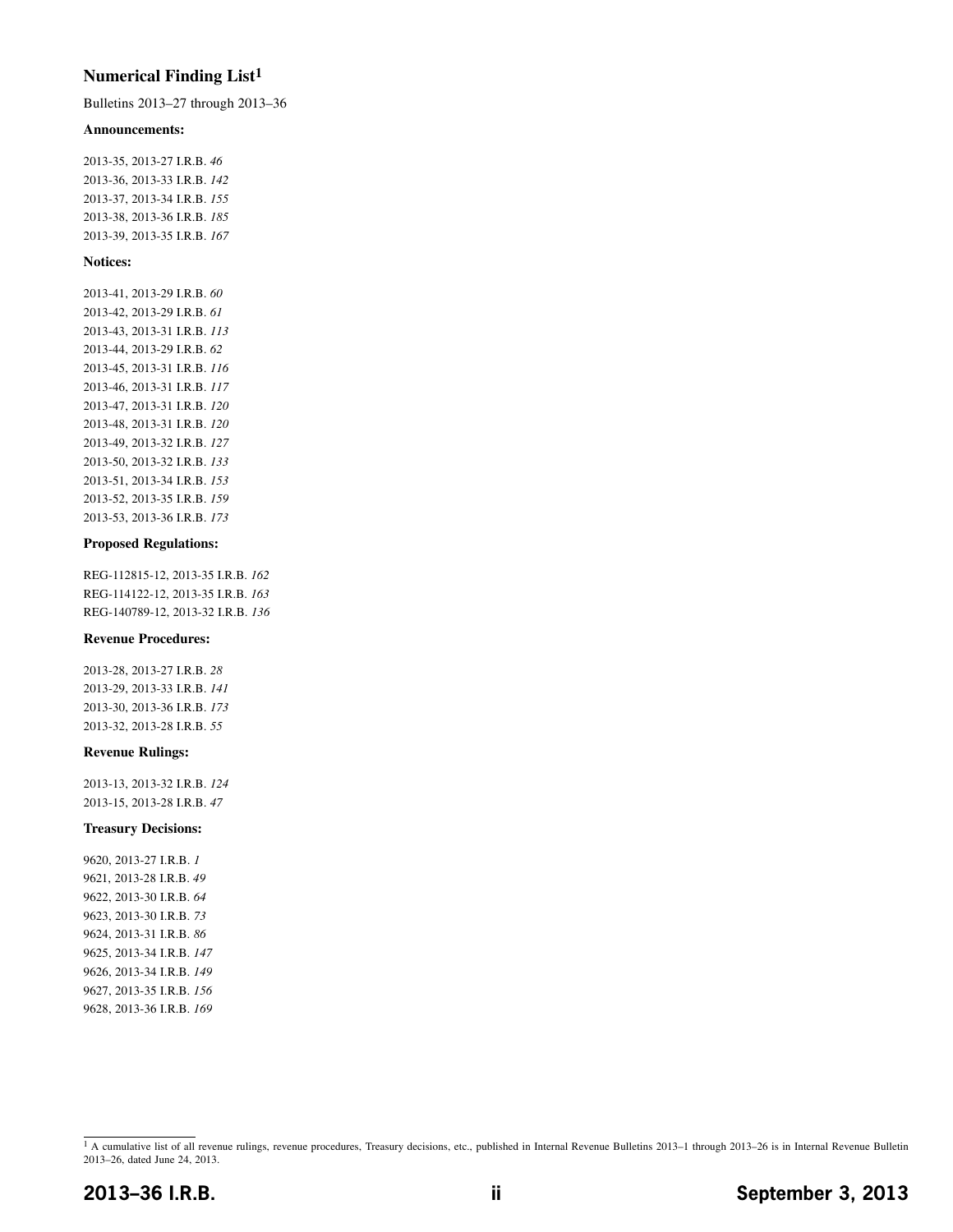## Numerical Finding List[1]

Bulletins 2013–27 through 2013–36

### Announcements:

2013-35, 2013-27 I.R.B. *46*
2013-36, 2013-33 I.R.B. *142*
2013-37, 2013-34 I.R.B. *155*
2013-38, 2013-36 I.R.B. *185*
2013-39, 2013-35 I.R.B. *167*

### Notices:

2013-41, 2013-29 I.R.B. *60*
2013-42, 2013-29 I.R.B. *61*
2013-43, 2013-31 I.R.B. *113*
2013-44, 2013-29 I.R.B. *62*
2013-45, 2013-31 I.R.B. *116*
2013-46, 2013-31 I.R.B. *117*
2013-47, 2013-31 I.R.B. *120*
2013-48, 2013-31 I.R.B. *120*
2013-49, 2013-32 I.R.B. *127*
2013-50, 2013-32 I.R.B. *133*
2013-51, 2013-34 I.R.B. *153*
2013-52, 2013-35 I.R.B. *159*
2013-53, 2013-36 I.R.B. *173*

### Proposed Regulations:

REG-112815-12, 2013-35 I.R.B. *162*
REG-114122-12, 2013-35 I.R.B. *163*
REG-140789-12, 2013-32 I.R.B. *136*

### Revenue Procedures:

2013-28, 2013-27 I.R.B. *28*
2013-29, 2013-33 I.R.B. *141*
2013-30, 2013-36 I.R.B. *173*
2013-32, 2013-28 I.R.B. *55*

### Revenue Rulings:

2013-13, 2013-32 I.R.B. *124*
2013-15, 2013-28 I.R.B. *47*

### Treasury Decisions:

9620, 2013-27 I.R.B. *1*
9621, 2013-28 I.R.B. *49*
9622, 2013-30 I.R.B. *64*
9623, 2013-30 I.R.B. *73*
9624, 2013-31 I.R.B. *86*
9625, 2013-34 I.R.B. *147*
9626, 2013-34 I.R.B. *149*
9627, 2013-35 I.R.B. *156*
9628, 2013-36 I.R.B. *169*

[1] A cumulative list of all revenue rulings, revenue procedures, Treasury decisions, etc., published in Internal Revenue Bulletins 2013–1 through 2013–26 is in Internal Revenue Bulletin 2013–26, dated June 24, 2013.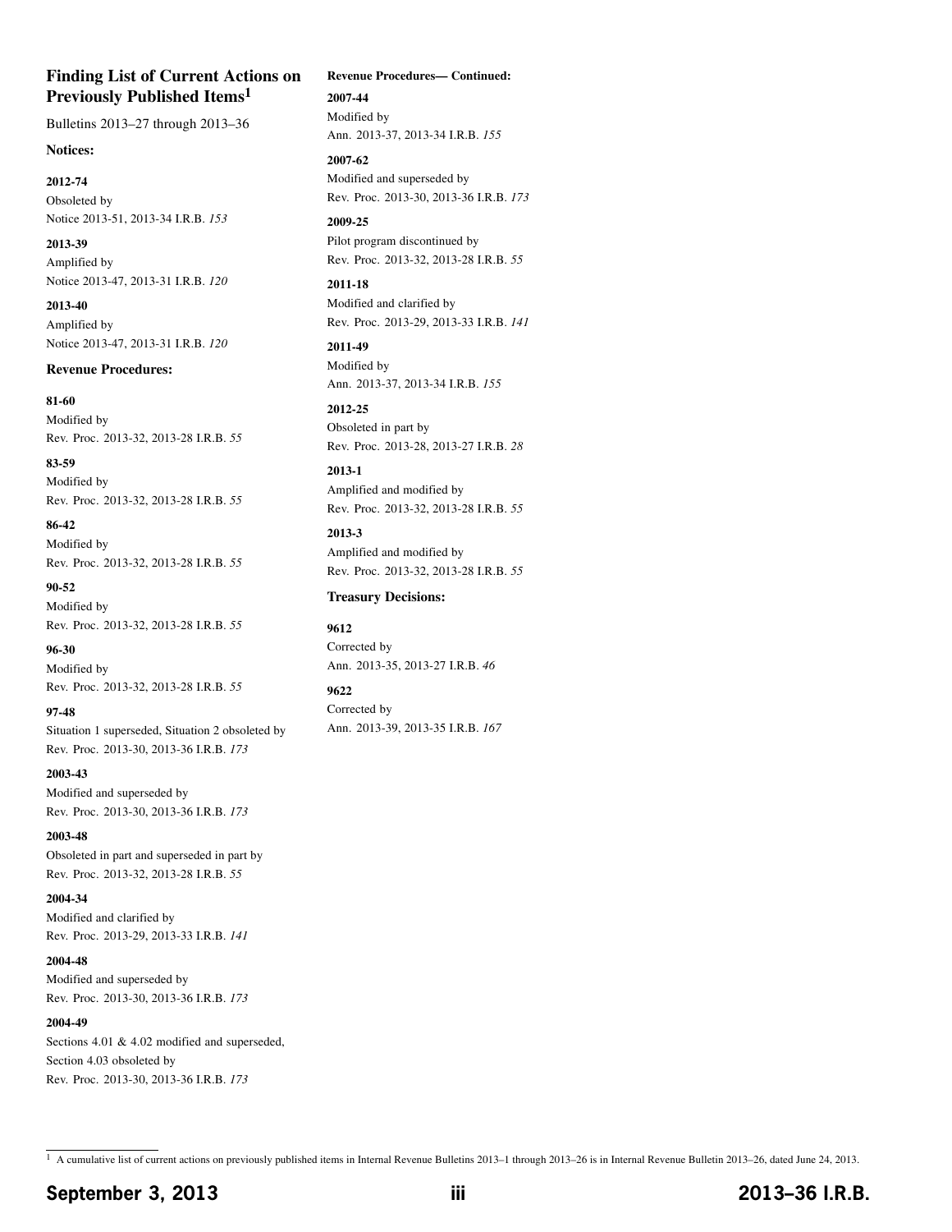## Finding List of Current Actions on Previously Published Items[1]

Bulletins 2013–27 through 2013–36

### Notices:

**2012-74**
Obsoleted by
Notice 2013-51, 2013-34 I.R.B. *153*

**2013-39**
Amplified by
Notice 2013-47, 2013-31 I.R.B. *120*

**2013-40**
Amplified by
Notice 2013-47, 2013-31 I.R.B. *120*

### Revenue Procedures:

**81-60**
Modified by
Rev. Proc. 2013-32, 2013-28 I.R.B. *55*

**83-59**
Modified by
Rev. Proc. 2013-32, 2013-28 I.R.B. *55*

**86-42**
Modified by
Rev. Proc. 2013-32, 2013-28 I.R.B. *55*

**90-52**
Modified by
Rev. Proc. 2013-32, 2013-28 I.R.B. *55*

**96-30**
Modified by
Rev. Proc. 2013-32, 2013-28 I.R.B. *55*

**97-48**
Situation 1 superseded, Situation 2 obsoleted by
Rev. Proc. 2013-30, 2013-36 I.R.B. *173*

**2003-43**
Modified and superseded by
Rev. Proc. 2013-30, 2013-36 I.R.B. *173*

**2003-48**
Obsoleted in part and superseded in part by
Rev. Proc. 2013-32, 2013-28 I.R.B. *55*

**2004-34**
Modified and clarified by
Rev. Proc. 2013-29, 2013-33 I.R.B. *141*

**2004-48**
Modified and superseded by
Rev. Proc. 2013-30, 2013-36 I.R.B. *173*

**2004-49**
Sections 4.01 & 4.02 modified and superseded,
Section 4.03 obsoleted by
Rev. Proc. 2013-30, 2013-36 I.R.B. *173*

**Revenue Procedures— Continued:**

**2007-44**
Modified by
Ann. 2013-37, 2013-34 I.R.B. *155*

**2007-62**
Modified and superseded by
Rev. Proc. 2013-30, 2013-36 I.R.B. *173*

**2009-25**
Pilot program discontinued by
Rev. Proc. 2013-32, 2013-28 I.R.B. *55*

**2011-18**
Modified and clarified by
Rev. Proc. 2013-29, 2013-33 I.R.B. *141*

**2011-49**
Modified by
Ann. 2013-37, 2013-34 I.R.B. *155*

**2012-25**
Obsoleted in part by
Rev. Proc. 2013-28, 2013-27 I.R.B. *28*

**2013-1**
Amplified and modified by
Rev. Proc. 2013-32, 2013-28 I.R.B. *55*

**2013-3**
Amplified and modified by
Rev. Proc. 2013-32, 2013-28 I.R.B. *55*

### Treasury Decisions:

**9612**
Corrected by
Ann. 2013-35, 2013-27 I.R.B. *46*

**9622**
Corrected by
Ann. 2013-39, 2013-35 I.R.B. *167*

---

[1] A cumulative list of current actions on previously published items in Internal Revenue Bulletins 2013–1 through 2013–26 is in Internal Revenue Bulletin 2013–26, dated June 24, 2013.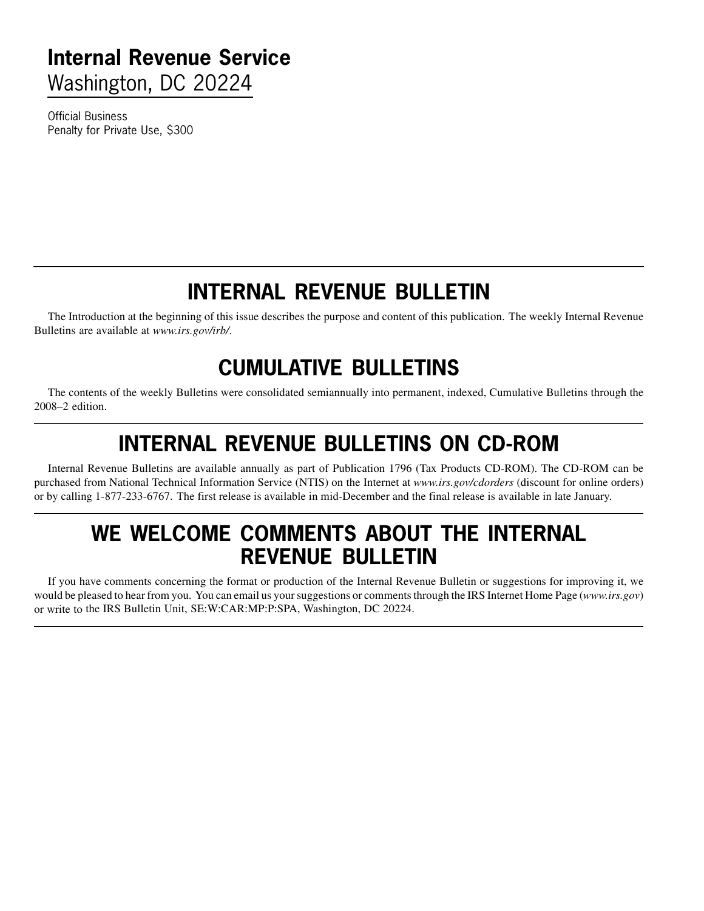**Internal Revenue Service**
Washington, DC 20224

Official Business
Penalty for Private Use, $300

# INTERNAL REVENUE BULLETIN

The Introduction at the beginning of this issue describes the purpose and content of this publication. The weekly Internal Revenue Bulletins are available at *www.irs.gov/irb/*.

# CUMULATIVE BULLETINS

The contents of the weekly Bulletins were consolidated semiannually into permanent, indexed, Cumulative Bulletins through the 2008–2 edition.

# INTERNAL REVENUE BULLETINS ON CD-ROM

Internal Revenue Bulletins are available annually as part of Publication 1796 (Tax Products CD-ROM). The CD-ROM can be purchased from National Technical Information Service (NTIS) on the Internet at *www.irs.gov/cdorders* (discount for online orders) or by calling 1-877-233-6767. The first release is available in mid-December and the final release is available in late January.

# WE WELCOME COMMENTS ABOUT THE INTERNAL REVENUE BULLETIN

If you have comments concerning the format or production of the Internal Revenue Bulletin or suggestions for improving it, we would be pleased to hear from you. You can email us your suggestions or comments through the IRS Internet Home Page (*www.irs.gov*) or write to the IRS Bulletin Unit, SE:W:CAR:MP:P:SPA, Washington, DC 20224.